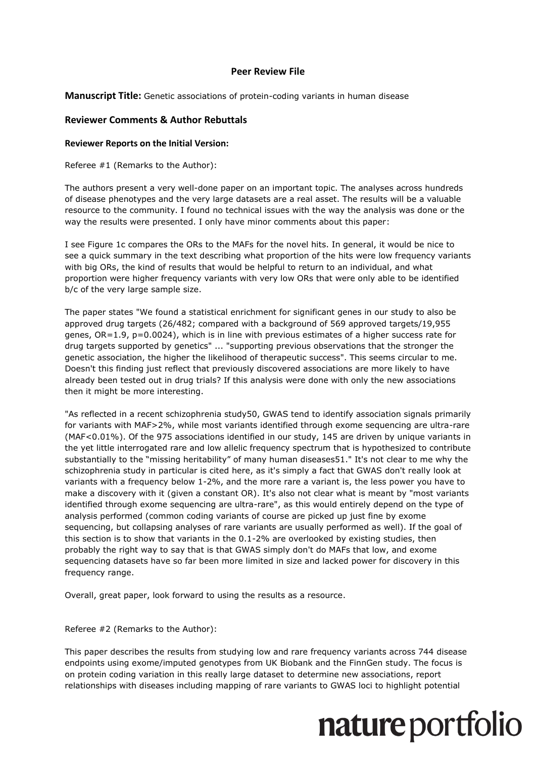# Peer Review File

**Manuscript Title:** Genetic associations of protein-coding variants in human disease

## Reviewer Comments & Author Rebuttals

### Reviewer Reports on the Initial Version:

Referee #1 (Remarks to the Author):

The authors present a very well-done paper on an important topic. The analyses across hundreds of disease phenotypes and the very large datasets are a real asset. The results will be a valuable resource to the community. I found no technical issues with the way the analysis was done or the way the results were presented. I only have minor comments about this paper:

I see Figure 1c compares the ORs to the MAFs for the novel hits. In general, it would be nice to see a quick summary in the text describing what proportion of the hits were low frequency variants with big ORs, the kind of results that would be helpful to return to an individual, and what proportion were higher frequency variants with very low ORs that were only able to be identified b/c of the very large sample size.

The paper states "We found a statistical enrichment for significant genes in our study to also be approved drug targets (26/482; compared with a background of 569 approved targets/19,955 genes, OR=1.9, p=0.0024), which is in line with previous estimates of a higher success rate for drug targets supported by genetics" ... "supporting previous observations that the stronger the genetic association, the higher the likelihood of therapeutic success". This seems circular to me. Doesn't this finding just reflect that previously discovered associations are more likely to have already been tested out in drug trials? If this analysis were done with only the new associations then it might be more interesting.

"As reflected in a recent schizophrenia study50, GWAS tend to identify association signals primarily for variants with MAF>2%, while most variants identified through exome sequencing are ultra-rare (MAF<0.01%). Of the 975 associations identified in our study, 145 are driven by unique variants in the yet little interrogated rare and low allelic frequency spectrum that is hypothesized to contribute substantially to the "missing heritability" of many human diseases51." It's not clear to me why the schizophrenia study in particular is cited here, as it's simply a fact that GWAS don't really look at variants with a frequency below 1-2%, and the more rare a variant is, the less power you have to make a discovery with it (given a constant OR). It's also not clear what is meant by "most variants identified through exome sequencing are ultra-rare", as this would entirely depend on the type of analysis performed (common coding variants of course are picked up just fine by exome sequencing, but collapsing analyses of rare variants are usually performed as well). If the goal of this section is to show that variants in the 0.1-2% are overlooked by existing studies, then probably the right way to say that is that GWAS simply don't do MAFs that low, and exome sequencing datasets have so far been more limited in size and lacked power for discovery in this frequency range.

Overall, great paper, look forward to using the results as a resource.

Referee #2 (Remarks to the Author):

This paper describes the results from studying low and rare frequency variants across 744 disease endpoints using exome/imputed genotypes from UK Biobank and the FinnGen study. The focus is on protein coding variation in this really large dataset to determine new associations, report relationships with diseases including mapping of rare variants to GWAS loci to highlight potential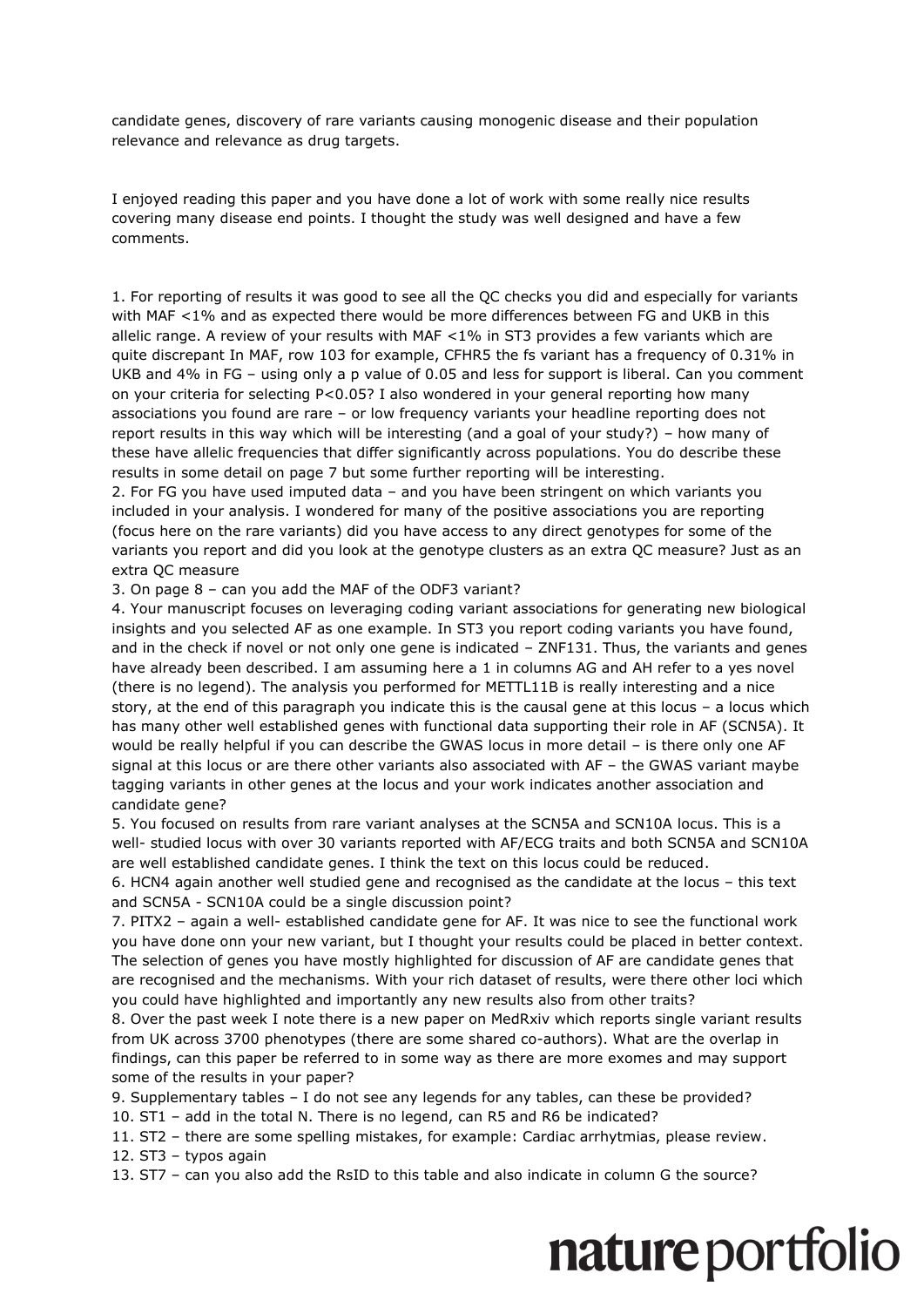candidate genes, discovery of rare variants causing monogenic disease and their population relevance and relevance as drug targets.

I enjoyed reading this paper and you have done a lot of work with some really nice results covering many disease end points. I thought the study was well designed and have a few comments.

1. For reporting of results it was good to see all the QC checks you did and especially for variants with MAF <1% and as expected there would be more differences between FG and UKB in this allelic range. A review of your results with MAF <1% in ST3 provides a few variants which are quite discrepant In MAF, row 103 for example, CFHR5 the fs variant has a frequency of 0.31% in UKB and 4% in FG – using only a p value of 0.05 and less for support is liberal. Can you comment on your criteria for selecting P<0.05? I also wondered in your general reporting how many associations you found are rare – or low frequency variants your headline reporting does not report results in this way which will be interesting (and a goal of your study?) – how many of these have allelic frequencies that differ significantly across populations. You do describe these results in some detail on page 7 but some further reporting will be interesting.
2. For FG you have used imputed data – and you have been stringent on which variants you included in your analysis. I wondered for many of the positive associations you are reporting (focus here on the rare variants) did you have access to any direct genotypes for some of the variants you report and did you look at the genotype clusters as an extra QC measure? Just as an extra QC measure
3. On page 8 – can you add the MAF of the ODF3 variant?
4. Your manuscript focuses on leveraging coding variant associations for generating new biological insights and you selected AF as one example. In ST3 you report coding variants you have found, and in the check if novel or not only one gene is indicated – ZNF131. Thus, the variants and genes have already been described. I am assuming here a 1 in columns AG and AH refer to a yes novel (there is no legend). The analysis you performed for METTL11B is really interesting and a nice story, at the end of this paragraph you indicate this is the causal gene at this locus – a locus which has many other well established genes with functional data supporting their role in AF (SCN5A). It would be really helpful if you can describe the GWAS locus in more detail – is there only one AF signal at this locus or are there other variants also associated with AF – the GWAS variant maybe tagging variants in other genes at the locus and your work indicates another association and candidate gene?
5. You focused on results from rare variant analyses at the SCN5A and SCN10A locus. This is a well- studied locus with over 30 variants reported with AF/ECG traits and both SCN5A and SCN10A are well established candidate genes. I think the text on this locus could be reduced.
6. HCN4 again another well studied gene and recognised as the candidate at the locus – this text and SCN5A - SCN10A could be a single discussion point?
7. PITX2 – again a well- established candidate gene for AF. It was nice to see the functional work you have done onn your new variant, but I thought your results could be placed in better context. The selection of genes you have mostly highlighted for discussion of AF are candidate genes that are recognised and the mechanisms. With your rich dataset of results, were there other loci which you could have highlighted and importantly any new results also from other traits?
8. Over the past week I note there is a new paper on MedRxiv which reports single variant results from UK across 3700 phenotypes (there are some shared co-authors). What are the overlap in findings, can this paper be referred to in some way as there are more exomes and may support some of the results in your paper?
9. Supplementary tables – I do not see any legends for any tables, can these be provided?
10. ST1 – add in the total N. There is no legend, can R5 and R6 be indicated?
11. ST2 – there are some spelling mistakes, for example: Cardiac arrhytmias, please review.
12. ST3 – typos again
13. ST7 – can you also add the RsID to this table and also indicate in column G the source?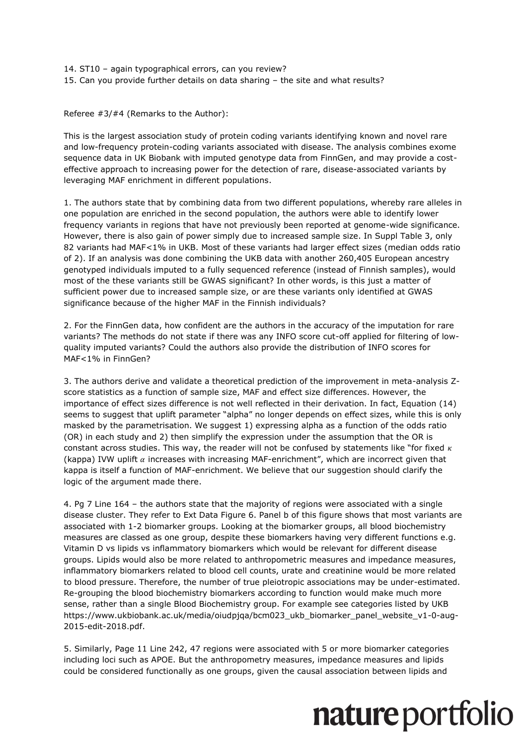14. ST10 – again typographical errors, can you review?
15. Can you provide further details on data sharing – the site and what results?

Referee #3/#4 (Remarks to the Author):

This is the largest association study of protein coding variants identifying known and novel rare and low-frequency protein-coding variants associated with disease. The analysis combines exome sequence data in UK Biobank with imputed genotype data from FinnGen, and may provide a cost-effective approach to increasing power for the detection of rare, disease-associated variants by leveraging MAF enrichment in different populations.

1. The authors state that by combining data from two different populations, whereby rare alleles in one population are enriched in the second population, the authors were able to identify lower frequency variants in regions that have not previously been reported at genome-wide significance. However, there is also gain of power simply due to increased sample size. In Suppl Table 3, only 82 variants had MAF<1% in UKB. Most of these variants had larger effect sizes (median odds ratio of 2). If an analysis was done combining the UKB data with another 260,405 European ancestry genotyped individuals imputed to a fully sequenced reference (instead of Finnish samples), would most of the these variants still be GWAS significant? In other words, is this just a matter of sufficient power due to increased sample size, or are these variants only identified at GWAS significance because of the higher MAF in the Finnish individuals?

2. For the FinnGen data, how confident are the authors in the accuracy of the imputation for rare variants? The methods do not state if there was any INFO score cut-off applied for filtering of low-quality imputed variants? Could the authors also provide the distribution of INFO scores for MAF<1% in FinnGen?

3. The authors derive and validate a theoretical prediction of the improvement in meta-analysis Z-score statistics as a function of sample size, MAF and effect size differences. However, the importance of effect sizes difference is not well reflected in their derivation. In fact, Equation (14) seems to suggest that uplift parameter "alpha" no longer depends on effect sizes, while this is only masked by the parametrisation. We suggest 1) expressing alpha as a function of the odds ratio (OR) in each study and 2) then simplify the expression under the assumption that the OR is constant across studies. This way, the reader will not be confused by statements like "for fixed $\kappa$ (kappa) IVW uplift $\alpha$ increases with increasing MAF-enrichment", which are incorrect given that kappa is itself a function of MAF-enrichment. We believe that our suggestion should clarify the logic of the argument made there.

4. Pg 7 Line 164 – the authors state that the majority of regions were associated with a single disease cluster. They refer to Ext Data Figure 6. Panel b of this figure shows that most variants are associated with 1-2 biomarker groups. Looking at the biomarker groups, all blood biochemistry measures are classed as one group, despite these biomarkers having very different functions e.g. Vitamin D vs lipids vs inflammatory biomarkers which would be relevant for different disease groups. Lipids would also be more related to anthropometric measures and impedance measures, inflammatory biomarkers related to blood cell counts, urate and creatinine would be more related to blood pressure. Therefore, the number of true pleiotropic associations may be under-estimated. Re-grouping the blood biochemistry biomarkers according to function would make much more sense, rather than a single Blood Biochemistry group. For example see categories listed by UKB https://www.ukbiobank.ac.uk/media/oiudpjqa/bcm023_ukb_biomarker_panel_website_v1-0-aug-2015-edit-2018.pdf.

5. Similarly, Page 11 Line 242, 47 regions were associated with 5 or more biomarker categories including loci such as APOE. But the anthropometry measures, impedance measures and lipids could be considered functionally as one groups, given the causal association between lipids and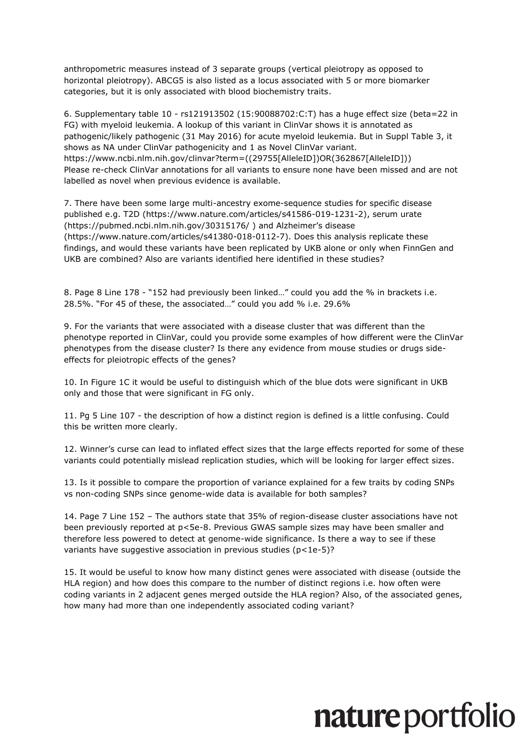anthropometric measures instead of 3 separate groups (vertical pleiotropy as opposed to horizontal pleiotropy). ABCG5 is also listed as a locus associated with 5 or more biomarker categories, but it is only associated with blood biochemistry traits.

6. Supplementary table 10 - rs121913502 (15:90088702:C:T) has a huge effect size (beta=22 in FG) with myeloid leukemia. A lookup of this variant in ClinVar shows it is annotated as pathogenic/likely pathogenic (31 May 2016) for acute myeloid leukemia. But in Suppl Table 3, it shows as NA under ClinVar pathogenicity and 1 as Novel ClinVar variant. https://www.ncbi.nlm.nih.gov/clinvar?term=((29755[AlleleID])OR(362867[AlleleID])) Please re-check ClinVar annotations for all variants to ensure none have been missed and are not labelled as novel when previous evidence is available.

7. There have been some large multi-ancestry exome-sequence studies for specific disease published e.g. T2D (https://www.nature.com/articles/s41586-019-1231-2), serum urate (https://pubmed.ncbi.nlm.nih.gov/30315176/ ) and Alzheimer's disease (https://www.nature.com/articles/s41380-018-0112-7). Does this analysis replicate these findings, and would these variants have been replicated by UKB alone or only when FinnGen and UKB are combined? Also are variants identified here identified in these studies?

8. Page 8 Line 178 - "152 had previously been linked…" could you add the % in brackets i.e. 28.5%. "For 45 of these, the associated…" could you add % i.e. 29.6%

9. For the variants that were associated with a disease cluster that was different than the phenotype reported in ClinVar, could you provide some examples of how different were the ClinVar phenotypes from the disease cluster? Is there any evidence from mouse studies or drugs side-effects for pleiotropic effects of the genes?

10. In Figure 1C it would be useful to distinguish which of the blue dots were significant in UKB only and those that were significant in FG only.

11. Pg 5 Line 107 - the description of how a distinct region is defined is a little confusing. Could this be written more clearly.

12. Winner's curse can lead to inflated effect sizes that the large effects reported for some of these variants could potentially mislead replication studies, which will be looking for larger effect sizes.

13. Is it possible to compare the proportion of variance explained for a few traits by coding SNPs vs non-coding SNPs since genome-wide data is available for both samples?

14. Page 7 Line 152 – The authors state that 35% of region-disease cluster associations have not been previously reported at p<5e-8. Previous GWAS sample sizes may have been smaller and therefore less powered to detect at genome-wide significance. Is there a way to see if these variants have suggestive association in previous studies (p<1e-5)?

15. It would be useful to know how many distinct genes were associated with disease (outside the HLA region) and how does this compare to the number of distinct regions i.e. how often were coding variants in 2 adjacent genes merged outside the HLA region? Also, of the associated genes, how many had more than one independently associated coding variant?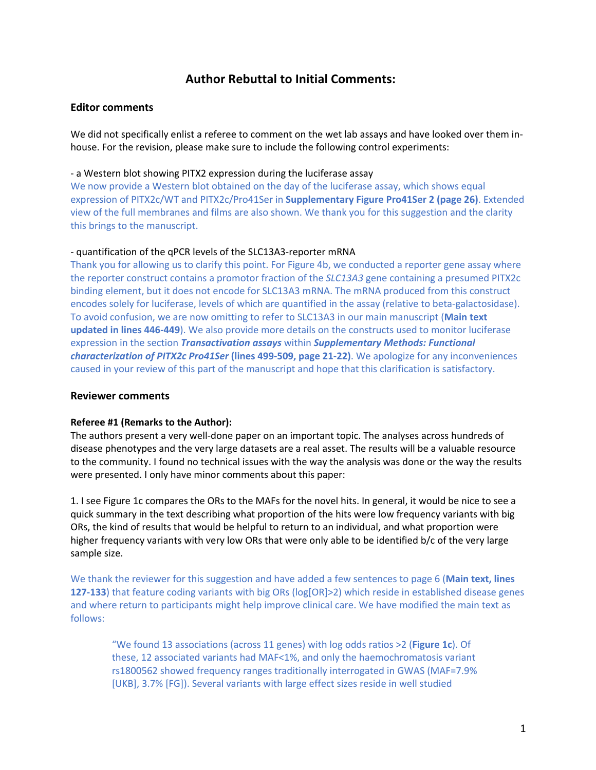## Author Rebuttal to Initial Comments:

### Editor comments

We did not specifically enlist a referee to comment on the wet lab assays and have looked over them in-house. For the revision, please make sure to include the following control experiments:

- a Western blot showing PITX2 expression during the luciferase assay

We now provide a Western blot obtained on the day of the luciferase assay, which shows equal expression of PITX2c/WT and PITX2c/Pro41Ser in **Supplementary Figure Pro41Ser 2 (page 26)**. Extended view of the full membranes and films are also shown. We thank you for this suggestion and the clarity this brings to the manuscript.

- quantification of the qPCR levels of the SLC13A3-reporter mRNA

Thank you for allowing us to clarify this point. For Figure 4b, we conducted a reporter gene assay where the reporter construct contains a promotor fraction of the *SLC13A3* gene containing a presumed PITX2c binding element, but it does not encode for SLC13A3 mRNA. The mRNA produced from this construct encodes solely for luciferase, levels of which are quantified in the assay (relative to beta-galactosidase). To avoid confusion, we are now omitting to refer to SLC13A3 in our main manuscript (**Main text updated in lines 446-449**). We also provide more details on the constructs used to monitor luciferase expression in the section ***Transactivation assays*** within ***Supplementary Methods: Functional characterization of PITX2c Pro41Ser*** **(lines 499-509, page 21-22)**. We apologize for any inconveniences caused in your review of this part of the manuscript and hope that this clarification is satisfactory.

### Reviewer comments

**Referee #1 (Remarks to the Author):**

The authors present a very well-done paper on an important topic. The analyses across hundreds of disease phenotypes and the very large datasets are a real asset. The results will be a valuable resource to the community. I found no technical issues with the way the analysis was done or the way the results were presented. I only have minor comments about this paper:

1. I see Figure 1c compares the ORs to the MAFs for the novel hits. In general, it would be nice to see a quick summary in the text describing what proportion of the hits were low frequency variants with big ORs, the kind of results that would be helpful to return to an individual, and what proportion were higher frequency variants with very low ORs that were only able to be identified b/c of the very large sample size.

We thank the reviewer for this suggestion and have added a few sentences to page 6 (**Main text, lines 127-133**) that feature coding variants with big ORs (log[OR]>2) which reside in established disease genes and where return to participants might help improve clinical care. We have modified the main text as follows:

> "We found 13 associations (across 11 genes) with log odds ratios >2 (**Figure 1c**). Of these, 12 associated variants had MAF<1%, and only the haemochromatosis variant rs1800562 showed frequency ranges traditionally interrogated in GWAS (MAF=7.9% [UKB], 3.7% [FG]). Several variants with large effect sizes reside in well studied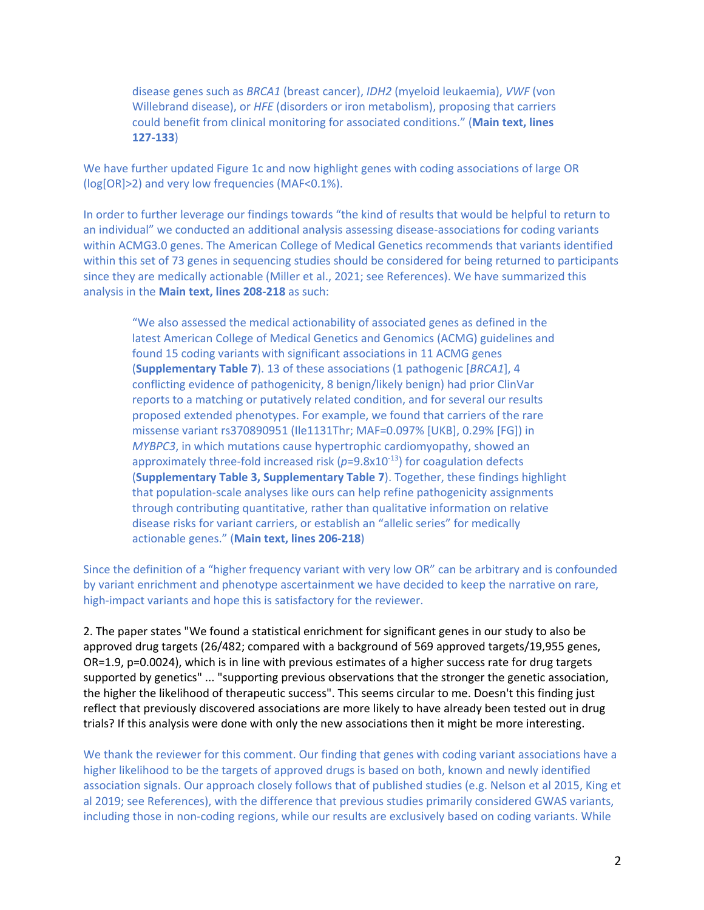> disease genes such as *BRCA1* (breast cancer), *IDH2* (myeloid leukaemia), *VWF* (von Willebrand disease), or *HFE* (disorders or iron metabolism), proposing that carriers could benefit from clinical monitoring for associated conditions." (**Main text, lines 127-133**)

We have further updated Figure 1c and now highlight genes with coding associations of large OR (log[OR]>2) and very low frequencies (MAF<0.1%).

In order to further leverage our findings towards "the kind of results that would be helpful to return to an individual" we conducted an additional analysis assessing disease-associations for coding variants within ACMG3.0 genes. The American College of Medical Genetics recommends that variants identified within this set of 73 genes in sequencing studies should be considered for being returned to participants since they are medically actionable (Miller et al., 2021; see References). We have summarized this analysis in the **Main text, lines 208-218** as such:

> "We also assessed the medical actionability of associated genes as defined in the latest American College of Medical Genetics and Genomics (ACMG) guidelines and found 15 coding variants with significant associations in 11 ACMG genes (**Supplementary Table 7**). 13 of these associations (1 pathogenic [*BRCA1*], 4 conflicting evidence of pathogenicity, 8 benign/likely benign) had prior ClinVar reports to a matching or putatively related condition, and for several our results proposed extended phenotypes. For example, we found that carriers of the rare missense variant rs370890951 (Ile1131Thr; MAF=0.097% [UKB], 0.29% [FG]) in *MYBPC3*, in which mutations cause hypertrophic cardiomyopathy, showed an approximately three-fold increased risk ($p$=9.8x$10^{-13}$) for coagulation defects (**Supplementary Table 3, Supplementary Table 7**). Together, these findings highlight that population-scale analyses like ours can help refine pathogenicity assignments through contributing quantitative, rather than qualitative information on relative disease risks for variant carriers, or establish an "allelic series" for medically actionable genes." (**Main text, lines 206-218**)

Since the definition of a "higher frequency variant with very low OR" can be arbitrary and is confounded by variant enrichment and phenotype ascertainment we have decided to keep the narrative on rare, high-impact variants and hope this is satisfactory for the reviewer.

2. The paper states "We found a statistical enrichment for significant genes in our study to also be approved drug targets (26/482; compared with a background of 569 approved targets/19,955 genes, OR=1.9, p=0.0024), which is in line with previous estimates of a higher success rate for drug targets supported by genetics" ... "supporting previous observations that the stronger the genetic association, the higher the likelihood of therapeutic success". This seems circular to me. Doesn't this finding just reflect that previously discovered associations are more likely to have already been tested out in drug trials? If this analysis were done with only the new associations then it might be more interesting.

We thank the reviewer for this comment. Our finding that genes with coding variant associations have a higher likelihood to be the targets of approved drugs is based on both, known and newly identified association signals. Our approach closely follows that of published studies (e.g. Nelson et al 2015, King et al 2019; see References), with the difference that previous studies primarily considered GWAS variants, including those in non-coding regions, while our results are exclusively based on coding variants. While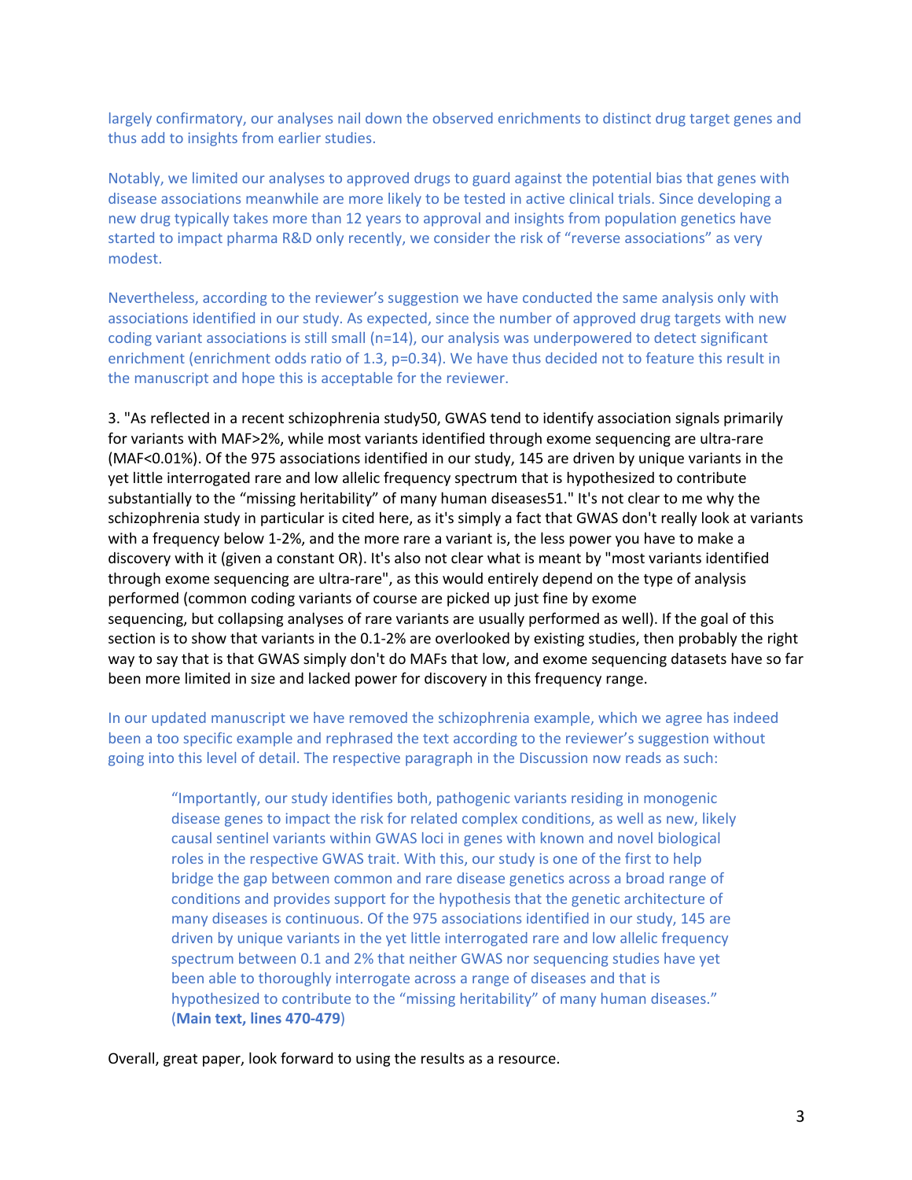largely confirmatory, our analyses nail down the observed enrichments to distinct drug target genes and thus add to insights from earlier studies.

Notably, we limited our analyses to approved drugs to guard against the potential bias that genes with disease associations meanwhile are more likely to be tested in active clinical trials. Since developing a new drug typically takes more than 12 years to approval and insights from population genetics have started to impact pharma R&D only recently, we consider the risk of "reverse associations" as very modest.

Nevertheless, according to the reviewer's suggestion we have conducted the same analysis only with associations identified in our study. As expected, since the number of approved drug targets with new coding variant associations is still small (n=14), our analysis was underpowered to detect significant enrichment (enrichment odds ratio of 1.3, p=0.34). We have thus decided not to feature this result in the manuscript and hope this is acceptable for the reviewer.

3. "As reflected in a recent schizophrenia study50, GWAS tend to identify association signals primarily for variants with MAF>2%, while most variants identified through exome sequencing are ultra-rare (MAF<0.01%). Of the 975 associations identified in our study, 145 are driven by unique variants in the yet little interrogated rare and low allelic frequency spectrum that is hypothesized to contribute substantially to the "missing heritability" of many human diseases51." It's not clear to me why the schizophrenia study in particular is cited here, as it's simply a fact that GWAS don't really look at variants with a frequency below 1-2%, and the more rare a variant is, the less power you have to make a discovery with it (given a constant OR). It's also not clear what is meant by "most variants identified through exome sequencing are ultra-rare", as this would entirely depend on the type of analysis performed (common coding variants of course are picked up just fine by exome sequencing, but collapsing analyses of rare variants are usually performed as well). If the goal of this section is to show that variants in the 0.1-2% are overlooked by existing studies, then probably the right way to say that is that GWAS simply don't do MAFs that low, and exome sequencing datasets have so far been more limited in size and lacked power for discovery in this frequency range.

In our updated manuscript we have removed the schizophrenia example, which we agree has indeed been a too specific example and rephrased the text according to the reviewer's suggestion without going into this level of detail. The respective paragraph in the Discussion now reads as such:

> "Importantly, our study identifies both, pathogenic variants residing in monogenic disease genes to impact the risk for related complex conditions, as well as new, likely causal sentinel variants within GWAS loci in genes with known and novel biological roles in the respective GWAS trait. With this, our study is one of the first to help bridge the gap between common and rare disease genetics across a broad range of conditions and provides support for the hypothesis that the genetic architecture of many diseases is continuous. Of the 975 associations identified in our study, 145 are driven by unique variants in the yet little interrogated rare and low allelic frequency spectrum between 0.1 and 2% that neither GWAS nor sequencing studies have yet been able to thoroughly interrogate across a range of diseases and that is hypothesized to contribute to the "missing heritability" of many human diseases." (**Main text, lines 470-479**)

Overall, great paper, look forward to using the results as a resource.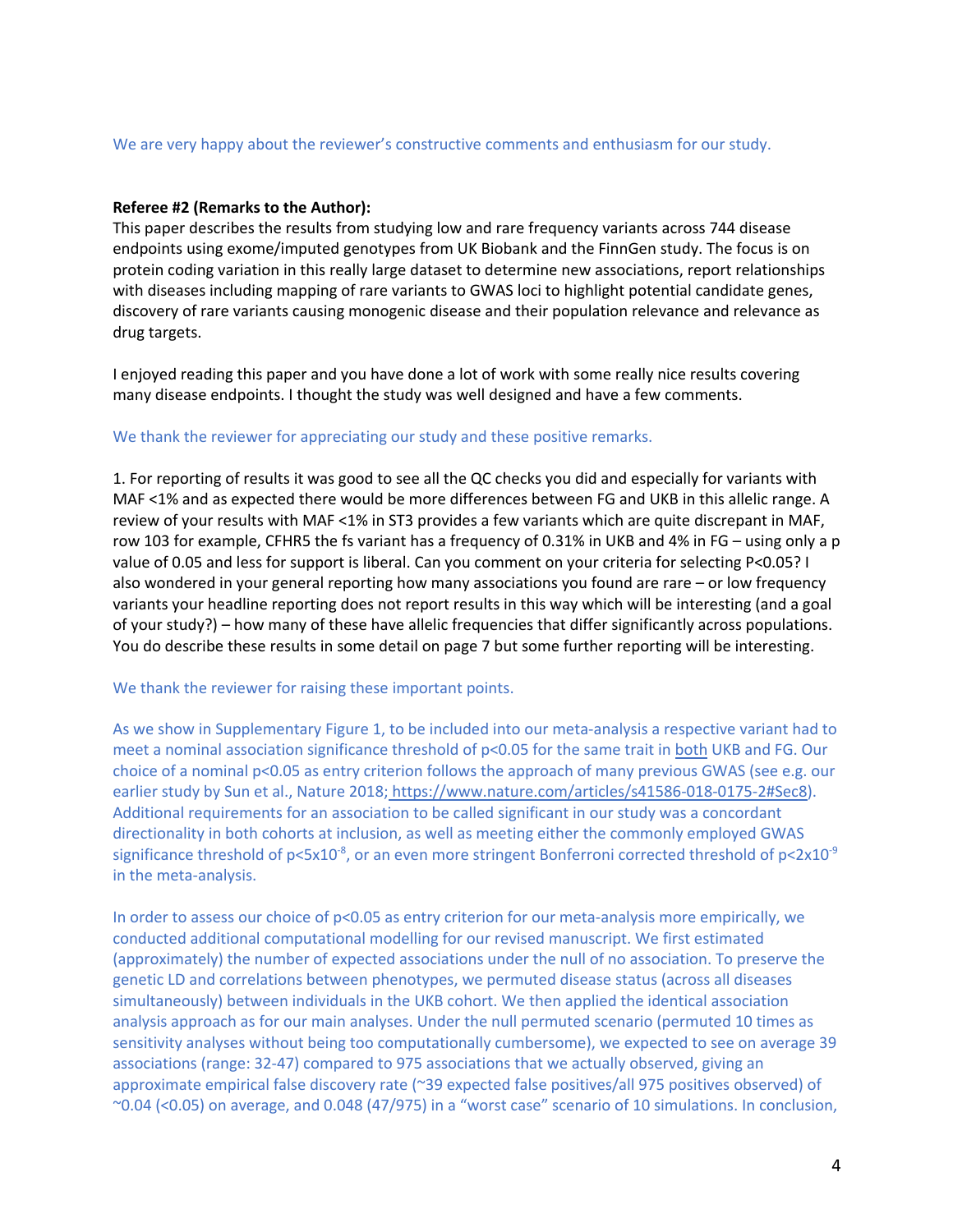We are very happy about the reviewer's constructive comments and enthusiasm for our study.

**Referee #2 (Remarks to the Author):**

This paper describes the results from studying low and rare frequency variants across 744 disease endpoints using exome/imputed genotypes from UK Biobank and the FinnGen study. The focus is on protein coding variation in this really large dataset to determine new associations, report relationships with diseases including mapping of rare variants to GWAS loci to highlight potential candidate genes, discovery of rare variants causing monogenic disease and their population relevance and relevance as drug targets.

I enjoyed reading this paper and you have done a lot of work with some really nice results covering many disease endpoints. I thought the study was well designed and have a few comments.

We thank the reviewer for appreciating our study and these positive remarks.

1. For reporting of results it was good to see all the QC checks you did and especially for variants with MAF <1% and as expected there would be more differences between FG and UKB in this allelic range. A review of your results with MAF <1% in ST3 provides a few variants which are quite discrepant in MAF, row 103 for example, CFHR5 the fs variant has a frequency of 0.31% in UKB and 4% in FG – using only a p value of 0.05 and less for support is liberal. Can you comment on your criteria for selecting P<0.05? I also wondered in your general reporting how many associations you found are rare – or low frequency variants your headline reporting does not report results in this way which will be interesting (and a goal of your study?) – how many of these have allelic frequencies that differ significantly across populations. You do describe these results in some detail on page 7 but some further reporting will be interesting.

We thank the reviewer for raising these important points.

As we show in Supplementary Figure 1, to be included into our meta-analysis a respective variant had to meet a nominal association significance threshold of $p<0.05$ for the same trait in <u>both</u> UKB and FG. Our choice of a nominal $p<0.05$ as entry criterion follows the approach of many previous GWAS (see e.g. our earlier study by Sun et al., Nature 2018; https://www.nature.com/articles/s41586-018-0175-2#Sec8). Additional requirements for an association to be called significant in our study was a concordant directionality in both cohorts at inclusion, as well as meeting either the commonly employed GWAS significance threshold of $p<5\times10^{-8}$, or an even more stringent Bonferroni corrected threshold of $p<2\times10^{-9}$ in the meta-analysis.

In order to assess our choice of $p<0.05$ as entry criterion for our meta-analysis more empirically, we conducted additional computational modelling for our revised manuscript. We first estimated (approximately) the number of expected associations under the null of no association. To preserve the genetic LD and correlations between phenotypes, we permuted disease status (across all diseases simultaneously) between individuals in the UKB cohort. We then applied the identical association analysis approach as for our main analyses. Under the null permuted scenario (permuted 10 times as sensitivity analyses without being too computationally cumbersome), we expected to see on average 39 associations (range: 32-47) compared to 975 associations that we actually observed, giving an approximate empirical false discovery rate (~39 expected false positives/all 975 positives observed) of ~0.04 (<0.05) on average, and 0.048 (47/975) in a "worst case" scenario of 10 simulations. In conclusion,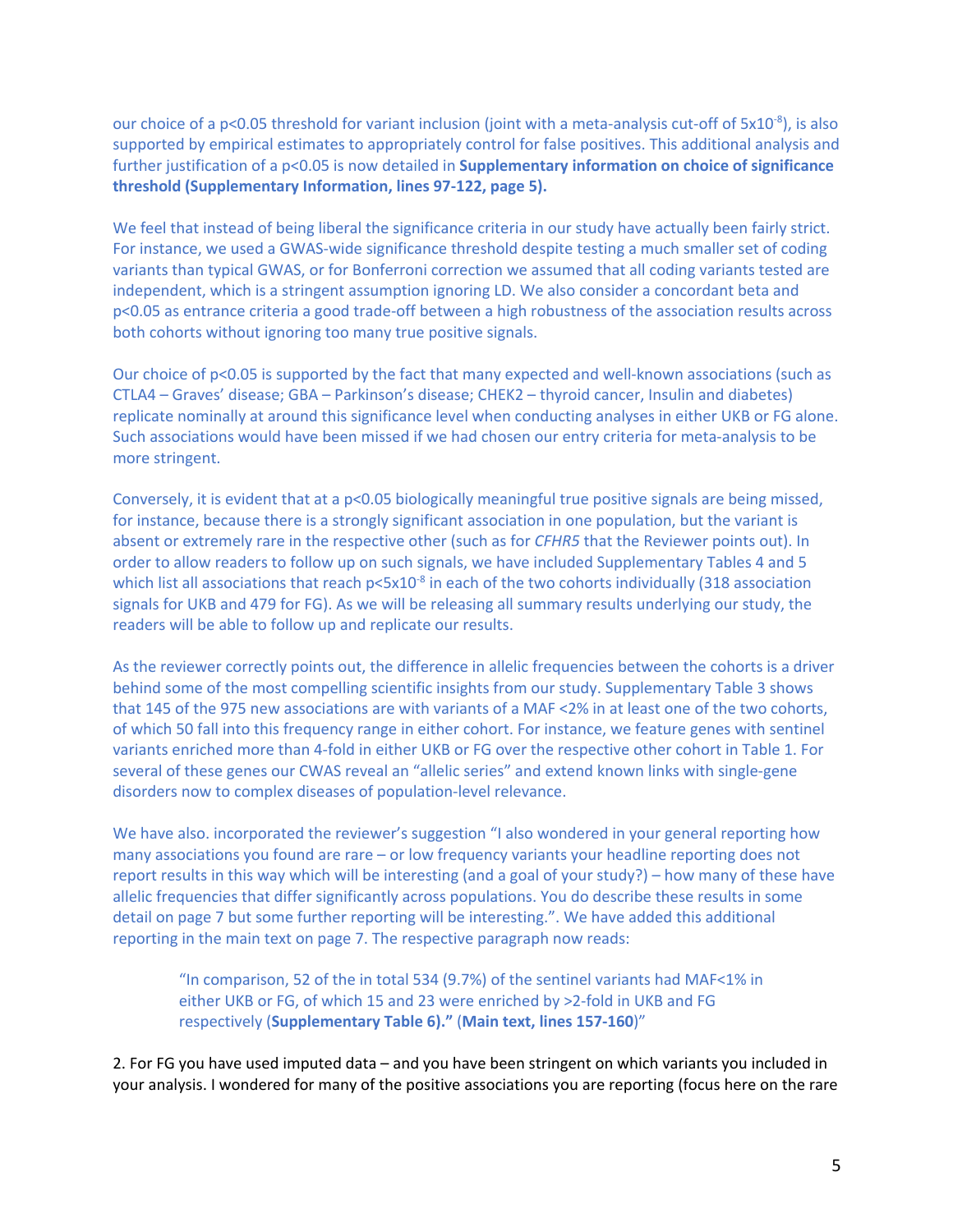our choice of a p<0.05 threshold for variant inclusion (joint with a meta-analysis cut-off of $5x10^{-8}$), is also supported by empirical estimates to appropriately control for false positives. This additional analysis and further justification of a p<0.05 is now detailed in **Supplementary information on choice of significance threshold (Supplementary Information, lines 97-122, page 5).**

We feel that instead of being liberal the significance criteria in our study have actually been fairly strict. For instance, we used a GWAS-wide significance threshold despite testing a much smaller set of coding variants than typical GWAS, or for Bonferroni correction we assumed that all coding variants tested are independent, which is a stringent assumption ignoring LD. We also consider a concordant beta and p<0.05 as entrance criteria a good trade-off between a high robustness of the association results across both cohorts without ignoring too many true positive signals.

Our choice of p<0.05 is supported by the fact that many expected and well-known associations (such as CTLA4 – Graves' disease; GBA – Parkinson's disease; CHEK2 – thyroid cancer, Insulin and diabetes) replicate nominally at around this significance level when conducting analyses in either UKB or FG alone. Such associations would have been missed if we had chosen our entry criteria for meta-analysis to be more stringent.

Conversely, it is evident that at a p<0.05 biologically meaningful true positive signals are being missed, for instance, because there is a strongly significant association in one population, but the variant is absent or extremely rare in the respective other (such as for *CFHR5* that the Reviewer points out). In order to allow readers to follow up on such signals, we have included Supplementary Tables 4 and 5 which list all associations that reach $p<5x10^{-8}$ in each of the two cohorts individually (318 association signals for UKB and 479 for FG). As we will be releasing all summary results underlying our study, the readers will be able to follow up and replicate our results.

As the reviewer correctly points out, the difference in allelic frequencies between the cohorts is a driver behind some of the most compelling scientific insights from our study. Supplementary Table 3 shows that 145 of the 975 new associations are with variants of a MAF <2% in at least one of the two cohorts, of which 50 fall into this frequency range in either cohort. For instance, we feature genes with sentinel variants enriched more than 4-fold in either UKB or FG over the respective other cohort in Table 1. For several of these genes our CWAS reveal an "allelic series" and extend known links with single-gene disorders now to complex diseases of population-level relevance.

We have also. incorporated the reviewer's suggestion "I also wondered in your general reporting how many associations you found are rare – or low frequency variants your headline reporting does not report results in this way which will be interesting (and a goal of your study?) – how many of these have allelic frequencies that differ significantly across populations. You do describe these results in some detail on page 7 but some further reporting will be interesting.". We have added this additional reporting in the main text on page 7. The respective paragraph now reads:

> "In comparison, 52 of the in total 534 (9.7%) of the sentinel variants had MAF<1% in either UKB or FG, of which 15 and 23 were enriched by >2-fold in UKB and FG respectively (**Supplementary Table 6**)." (**Main text, lines 157-160**)"

2. For FG you have used imputed data – and you have been stringent on which variants you included in your analysis. I wondered for many of the positive associations you are reporting (focus here on the rare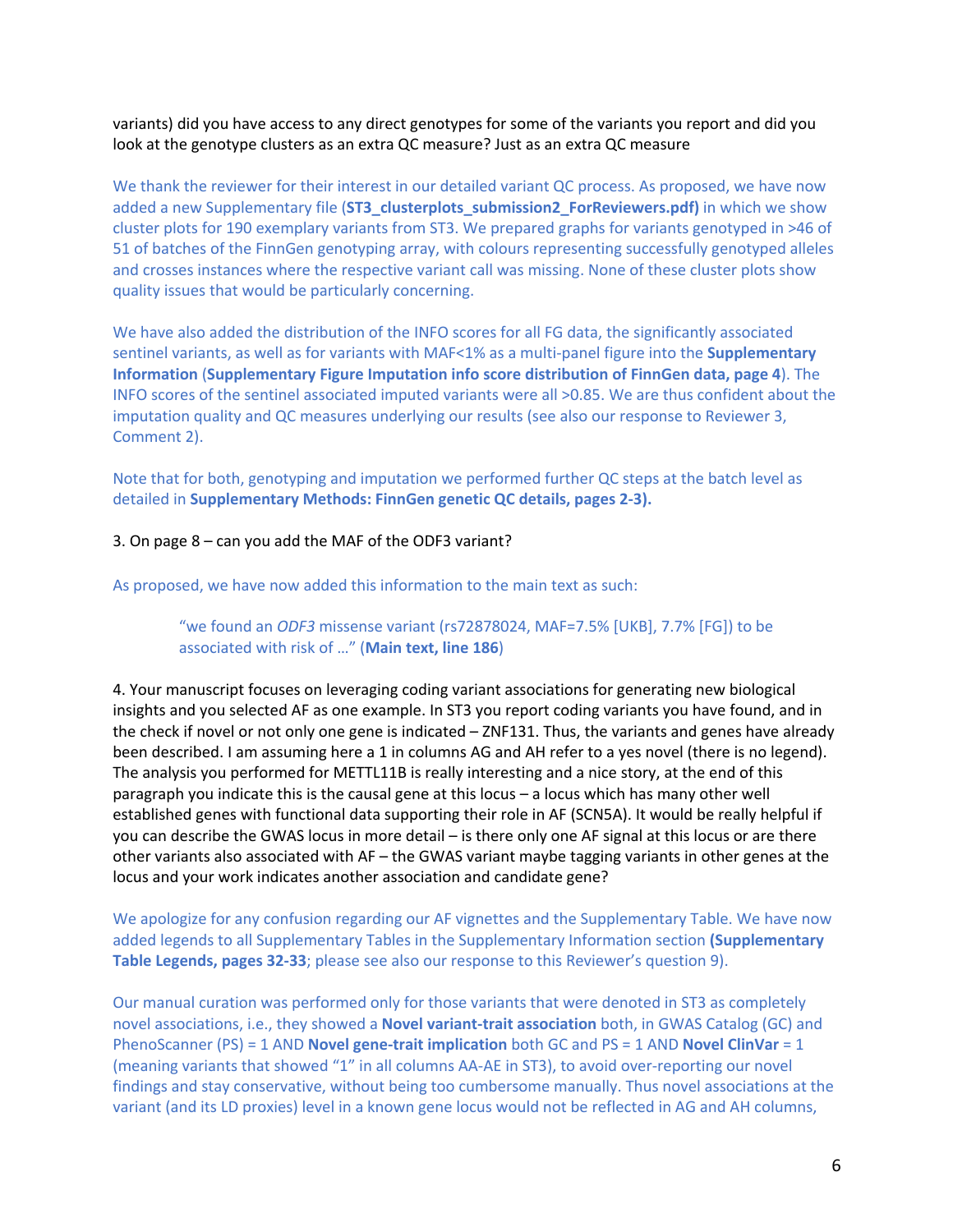variants) did you have access to any direct genotypes for some of the variants you report and did you look at the genotype clusters as an extra QC measure? Just as an extra QC measure

We thank the reviewer for their interest in our detailed variant QC process. As proposed, we have now added a new Supplementary file (**ST3_clusterplots_submission2_ForReviewers.pdf)** in which we show cluster plots for 190 exemplary variants from ST3. We prepared graphs for variants genotyped in >46 of 51 of batches of the FinnGen genotyping array, with colours representing successfully genotyped alleles and crosses instances where the respective variant call was missing. None of these cluster plots show quality issues that would be particularly concerning.

We have also added the distribution of the INFO scores for all FG data, the significantly associated sentinel variants, as well as for variants with MAF<1% as a multi-panel figure into the **Supplementary Information** (**Supplementary Figure Imputation info score distribution of FinnGen data, page 4**). The INFO scores of the sentinel associated imputed variants were all >0.85. We are thus confident about the imputation quality and QC measures underlying our results (see also our response to Reviewer 3, Comment 2).

Note that for both, genotyping and imputation we performed further QC steps at the batch level as detailed in **Supplementary Methods: FinnGen genetic QC details, pages 2-3).**

3. On page 8 – can you add the MAF of the ODF3 variant?

As proposed, we have now added this information to the main text as such:

> "we found an *ODF3* missense variant (rs72878024, MAF=7.5% [UKB], 7.7% [FG]) to be associated with risk of ..." (**Main text, line 186**)

4. Your manuscript focuses on leveraging coding variant associations for generating new biological insights and you selected AF as one example. In ST3 you report coding variants you have found, and in the check if novel or not only one gene is indicated – ZNF131. Thus, the variants and genes have already been described. I am assuming here a 1 in columns AG and AH refer to a yes novel (there is no legend). The analysis you performed for METTL11B is really interesting and a nice story, at the end of this paragraph you indicate this is the causal gene at this locus – a locus which has many other well established genes with functional data supporting their role in AF (SCN5A). It would be really helpful if you can describe the GWAS locus in more detail – is there only one AF signal at this locus or are there other variants also associated with AF – the GWAS variant maybe tagging variants in other genes at the locus and your work indicates another association and candidate gene?

We apologize for any confusion regarding our AF vignettes and the Supplementary Table. We have now added legends to all Supplementary Tables in the Supplementary Information section **(Supplementary Table Legends, pages 32-33**; please see also our response to this Reviewer's question 9).

Our manual curation was performed only for those variants that were denoted in ST3 as completely novel associations, i.e., they showed a **Novel variant-trait association** both, in GWAS Catalog (GC) and PhenoScanner (PS) = 1 AND **Novel gene-trait implication** both GC and PS = 1 AND **Novel ClinVar** = 1 (meaning variants that showed "1" in all columns AA-AE in ST3), to avoid over-reporting our novel findings and stay conservative, without being too cumbersome manually. Thus novel associations at the variant (and its LD proxies) level in a known gene locus would not be reflected in AG and AH columns,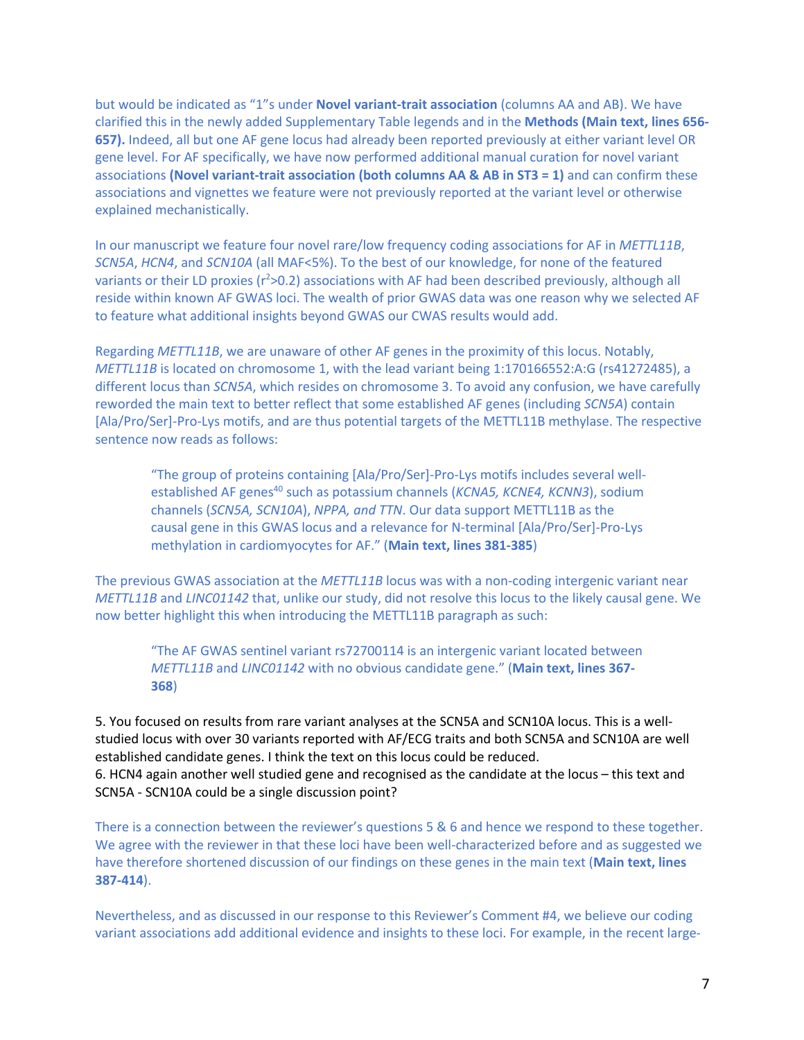but would be indicated as "1"s under **Novel variant-trait association** (columns AA and AB). We have clarified this in the newly added Supplementary Table legends and in the **Methods (Main text, lines 656-657).** Indeed, all but one AF gene locus had already been reported previously at either variant level OR gene level. For AF specifically, we have now performed additional manual curation for novel variant associations **(Novel variant-trait association (both columns AA & AB in ST3 = 1)** and can confirm these associations and vignettes we feature were not previously reported at the variant level or otherwise explained mechanistically.

In our manuscript we feature four novel rare/low frequency coding associations for AF in *METTL11B*, *SCN5A*, *HCN4*, and *SCN10A* (all MAF<5%). To the best of our knowledge, for none of the featured variants or their LD proxies ($r^2$>0.2) associations with AF had been described previously, although all reside within known AF GWAS loci. The wealth of prior GWAS data was one reason why we selected AF to feature what additional insights beyond GWAS our CWAS results would add.

Regarding *METTL11B*, we are unaware of other AF genes in the proximity of this locus. Notably, *METTL11B* is located on chromosome 1, with the lead variant being 1:170166552:A:G (rs41272485), a different locus than *SCN5A*, which resides on chromosome 3. To avoid any confusion, we have carefully reworded the main text to better reflect that some established AF genes (including *SCN5A*) contain [Ala/Pro/Ser]-Pro-Lys motifs, and are thus potential targets of the METTL11B methylase. The respective sentence now reads as follows:

> "The group of proteins containing [Ala/Pro/Ser]-Pro-Lys motifs includes several well-established AF genes[40] such as potassium channels (*KCNA5, KCNE4, KCNN3*), sodium channels (*SCN5A, SCN10A*), *NPPA, and TTN*. Our data support METTL11B as the causal gene in this GWAS locus and a relevance for N-terminal [Ala/Pro/Ser]-Pro-Lys methylation in cardiomyocytes for AF." (**Main text, lines 381-385**)

The previous GWAS association at the *METTL11B* locus was with a non-coding intergenic variant near *METTL11B* and *LINC01142* that, unlike our study, did not resolve this locus to the likely causal gene. We now better highlight this when introducing the METTL11B paragraph as such:

> "The AF GWAS sentinel variant rs72700114 is an intergenic variant located between *METTL11B* and *LINC01142* with no obvious candidate gene." (**Main text, lines 367-368**)

5. You focused on results from rare variant analyses at the SCN5A and SCN10A locus. This is a well-studied locus with over 30 variants reported with AF/ECG traits and both SCN5A and SCN10A are well established candidate genes. I think the text on this locus could be reduced.
6. HCN4 again another well studied gene and recognised as the candidate at the locus – this text and SCN5A - SCN10A could be a single discussion point?

There is a connection between the reviewer's questions 5 & 6 and hence we respond to these together. We agree with the reviewer in that these loci have been well-characterized before and as suggested we have therefore shortened discussion of our findings on these genes in the main text (**Main text, lines 387-414**).

Nevertheless, and as discussed in our response to this Reviewer's Comment #4, we believe our coding variant associations add additional evidence and insights to these loci. For example, in the recent large-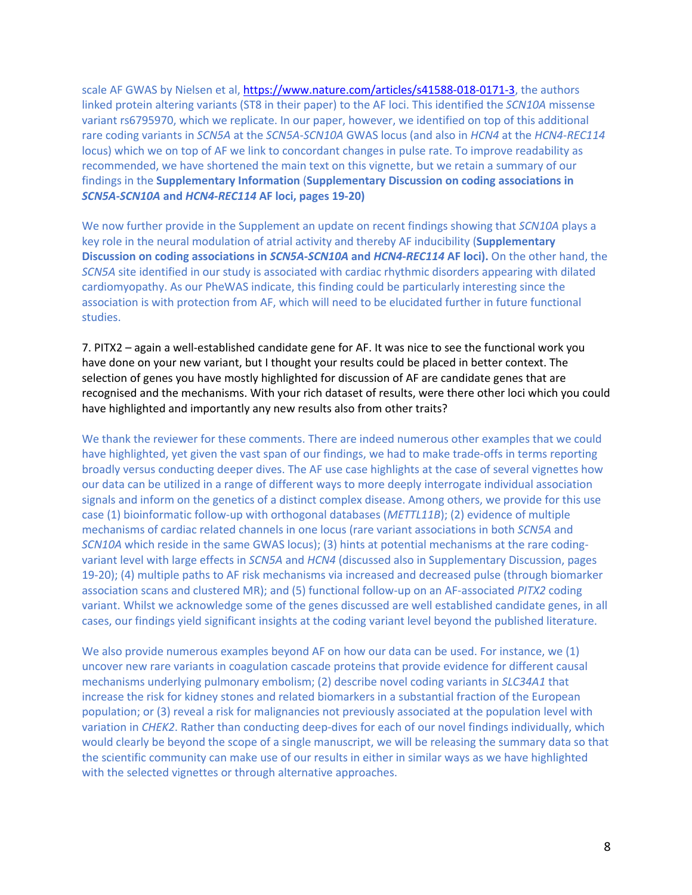scale AF GWAS by Nielsen et al, https://www.nature.com/articles/s41588-018-0171-3, the authors linked protein altering variants (ST8 in their paper) to the AF loci. This identified the *SCN10A* missense variant rs6795970, which we replicate. In our paper, however, we identified on top of this additional rare coding variants in *SCN5A* at the *SCN5A-SCN10A* GWAS locus (and also in *HCN4* at the *HCN4-REC114* locus) which we on top of AF we link to concordant changes in pulse rate. To improve readability as recommended, we have shortened the main text on this vignette, but we retain a summary of our findings in the **Supplementary Information** (**Supplementary Discussion on coding associations in *SCN5A-SCN10A* and *HCN4-REC114* AF loci, pages 19-20)**

We now further provide in the Supplement an update on recent findings showing that *SCN10A* plays a key role in the neural modulation of atrial activity and thereby AF inducibility (**Supplementary Discussion on coding associations in *SCN5A-SCN10A* and *HCN4-REC114* AF loci).** On the other hand, the *SCN5A* site identified in our study is associated with cardiac rhythmic disorders appearing with dilated cardiomyopathy. As our PheWAS indicate, this finding could be particularly interesting since the association is with protection from AF, which will need to be elucidated further in future functional studies.

7. PITX2 – again a well-established candidate gene for AF. It was nice to see the functional work you have done on your new variant, but I thought your results could be placed in better context. The selection of genes you have mostly highlighted for discussion of AF are candidate genes that are recognised and the mechanisms. With your rich dataset of results, were there other loci which you could have highlighted and importantly any new results also from other traits?

We thank the reviewer for these comments. There are indeed numerous other examples that we could have highlighted, yet given the vast span of our findings, we had to make trade-offs in terms reporting broadly versus conducting deeper dives. The AF use case highlights at the case of several vignettes how our data can be utilized in a range of different ways to more deeply interrogate individual association signals and inform on the genetics of a distinct complex disease. Among others, we provide for this use case (1) bioinformatic follow-up with orthogonal databases (*METTL11B*); (2) evidence of multiple mechanisms of cardiac related channels in one locus (rare variant associations in both *SCN5A* and *SCN10A* which reside in the same GWAS locus); (3) hints at potential mechanisms at the rare coding-variant level with large effects in *SCN5A* and *HCN4* (discussed also in Supplementary Discussion, pages 19-20); (4) multiple paths to AF risk mechanisms via increased and decreased pulse (through biomarker association scans and clustered MR); and (5) functional follow-up on an AF-associated *PITX2* coding variant. Whilst we acknowledge some of the genes discussed are well established candidate genes, in all cases, our findings yield significant insights at the coding variant level beyond the published literature.

We also provide numerous examples beyond AF on how our data can be used. For instance, we (1) uncover new rare variants in coagulation cascade proteins that provide evidence for different causal mechanisms underlying pulmonary embolism; (2) describe novel coding variants in *SLC34A1* that increase the risk for kidney stones and related biomarkers in a substantial fraction of the European population; or (3) reveal a risk for malignancies not previously associated at the population level with variation in *CHEK2*. Rather than conducting deep-dives for each of our novel findings individually, which would clearly be beyond the scope of a single manuscript, we will be releasing the summary data so that the scientific community can make use of our results in either in similar ways as we have highlighted with the selected vignettes or through alternative approaches.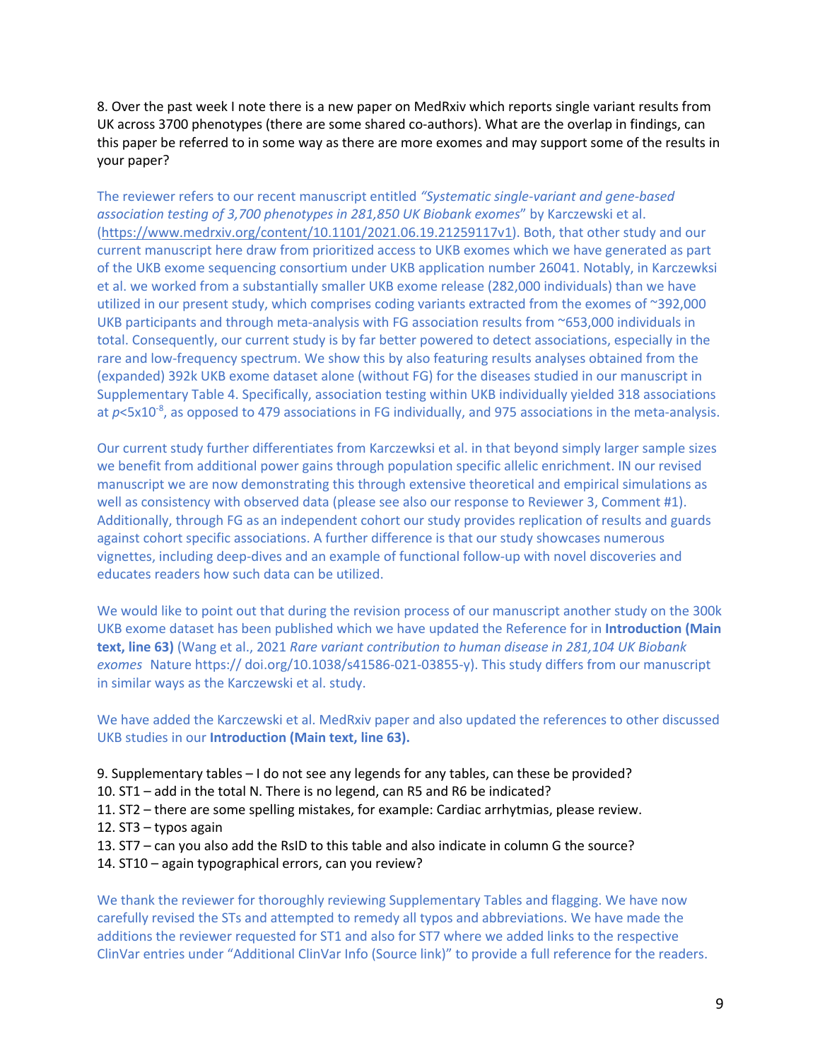8. Over the past week I note there is a new paper on MedRxiv which reports single variant results from UK across 3700 phenotypes (there are some shared co-authors). What are the overlap in findings, can this paper be referred to in some way as there are more exomes and may support some of the results in your paper?

The reviewer refers to our recent manuscript entitled *"Systematic single-variant and gene-based association testing of 3,700 phenotypes in 281,850 UK Biobank exomes"* by Karczewski et al. (https://www.medrxiv.org/content/10.1101/2021.06.19.21259117v1). Both, that other study and our current manuscript here draw from prioritized access to UKB exomes which we have generated as part of the UKB exome sequencing consortium under UKB application number 26041. Notably, in Karczewksi et al. we worked from a substantially smaller UKB exome release (282,000 individuals) than we have utilized in our present study, which comprises coding variants extracted from the exomes of ~392,000 UKB participants and through meta-analysis with FG association results from ~653,000 individuals in total. Consequently, our current study is by far better powered to detect associations, especially in the rare and low-frequency spectrum. We show this by also featuring results analyses obtained from the (expanded) 392k UKB exome dataset alone (without FG) for the diseases studied in our manuscript in Supplementary Table 4. Specifically, association testing within UKB individually yielded 318 associations at $p<5x10^{-8}$, as opposed to 479 associations in FG individually, and 975 associations in the meta-analysis.

Our current study further differentiates from Karczewksi et al. in that beyond simply larger sample sizes we benefit from additional power gains through population specific allelic enrichment. IN our revised manuscript we are now demonstrating this through extensive theoretical and empirical simulations as well as consistency with observed data (please see also our response to Reviewer 3, Comment #1). Additionally, through FG as an independent cohort our study provides replication of results and guards against cohort specific associations. A further difference is that our study showcases numerous vignettes, including deep-dives and an example of functional follow-up with novel discoveries and educates readers how such data can be utilized.

We would like to point out that during the revision process of our manuscript another study on the 300k UKB exome dataset has been published which we have updated the Reference for in **Introduction (Main text, line 63)** (Wang et al., 2021 *Rare variant contribution to human disease in 281,104 UK Biobank exomes* Nature https:// doi.org/10.1038/s41586-021-03855-y). This study differs from our manuscript in similar ways as the Karczewski et al. study.

We have added the Karczewski et al. MedRxiv paper and also updated the references to other discussed UKB studies in our **Introduction (Main text, line 63).**

9. Supplementary tables – I do not see any legends for any tables, can these be provided?
10. ST1 – add in the total N. There is no legend, can R5 and R6 be indicated?
11. ST2 – there are some spelling mistakes, for example: Cardiac arrhytmias, please review.
12. ST3 – typos again
13. ST7 – can you also add the RsID to this table and also indicate in column G the source?
14. ST10 – again typographical errors, can you review?

We thank the reviewer for thoroughly reviewing Supplementary Tables and flagging. We have now carefully revised the STs and attempted to remedy all typos and abbreviations. We have made the additions the reviewer requested for ST1 and also for ST7 where we added links to the respective ClinVar entries under "Additional ClinVar Info (Source link)" to provide a full reference for the readers.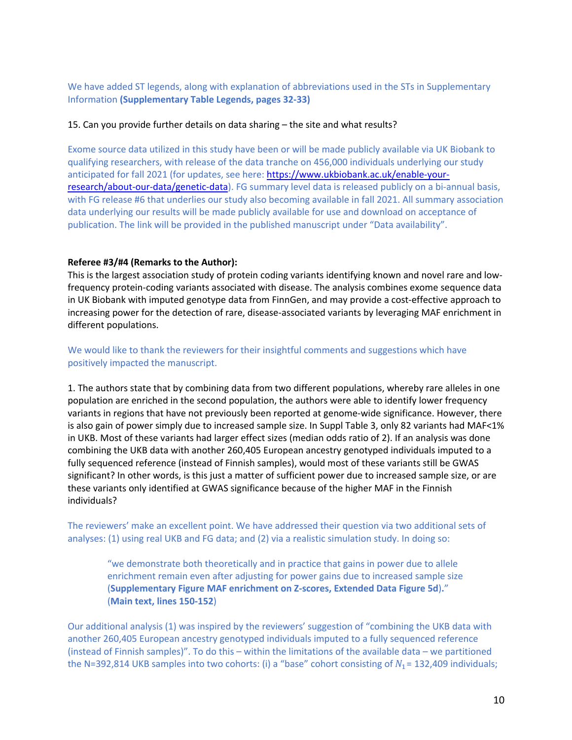We have added ST legends, along with explanation of abbreviations used in the STs in Supplementary Information **(Supplementary Table Legends, pages 32-33)**

15. Can you provide further details on data sharing – the site and what results?

Exome source data utilized in this study have been or will be made publicly available via UK Biobank to qualifying researchers, with release of the data tranche on 456,000 individuals underlying our study anticipated for fall 2021 (for updates, see here: [https://www.ukbiobank.ac.uk/enable-your-research/about-our-data/genetic-data](https://www.ukbiobank.ac.uk/enable-your-research/about-our-data/genetic-data)). FG summary level data is released publicly on a bi-annual basis, with FG release #6 that underlies our study also becoming available in fall 2021. All summary association data underlying our results will be made publicly available for use and download on acceptance of publication. The link will be provided in the published manuscript under "Data availability".

**Referee #3/#4 (Remarks to the Author):**

This is the largest association study of protein coding variants identifying known and novel rare and low-frequency protein-coding variants associated with disease. The analysis combines exome sequence data in UK Biobank with imputed genotype data from FinnGen, and may provide a cost-effective approach to increasing power for the detection of rare, disease-associated variants by leveraging MAF enrichment in different populations.

We would like to thank the reviewers for their insightful comments and suggestions which have positively impacted the manuscript.

1. The authors state that by combining data from two different populations, whereby rare alleles in one population are enriched in the second population, the authors were able to identify lower frequency variants in regions that have not previously been reported at genome-wide significance. However, there is also gain of power simply due to increased sample size. In Suppl Table 3, only 82 variants had MAF<1% in UKB. Most of these variants had larger effect sizes (median odds ratio of 2). If an analysis was done combining the UKB data with another 260,405 European ancestry genotyped individuals imputed to a fully sequenced reference (instead of Finnish samples), would most of these variants still be GWAS significant? In other words, is this just a matter of sufficient power due to increased sample size, or are these variants only identified at GWAS significance because of the higher MAF in the Finnish individuals?

The reviewers' make an excellent point. We have addressed their question via two additional sets of analyses: (1) using real UKB and FG data; and (2) via a realistic simulation study. In doing so:

> "we demonstrate both theoretically and in practice that gains in power due to allele enrichment remain even after adjusting for power gains due to increased sample size (**Supplementary Figure MAF enrichment on Z-scores, Extended Data Figure 5d**)." (**Main text, lines 150-152**)

Our additional analysis (1) was inspired by the reviewers' suggestion of "combining the UKB data with another 260,405 European ancestry genotyped individuals imputed to a fully sequenced reference (instead of Finnish samples)". To do this – within the limitations of the available data – we partitioned the N=392,814 UKB samples into two cohorts: (i) a "base" cohort consisting of $N_1$ = 132,409 individuals;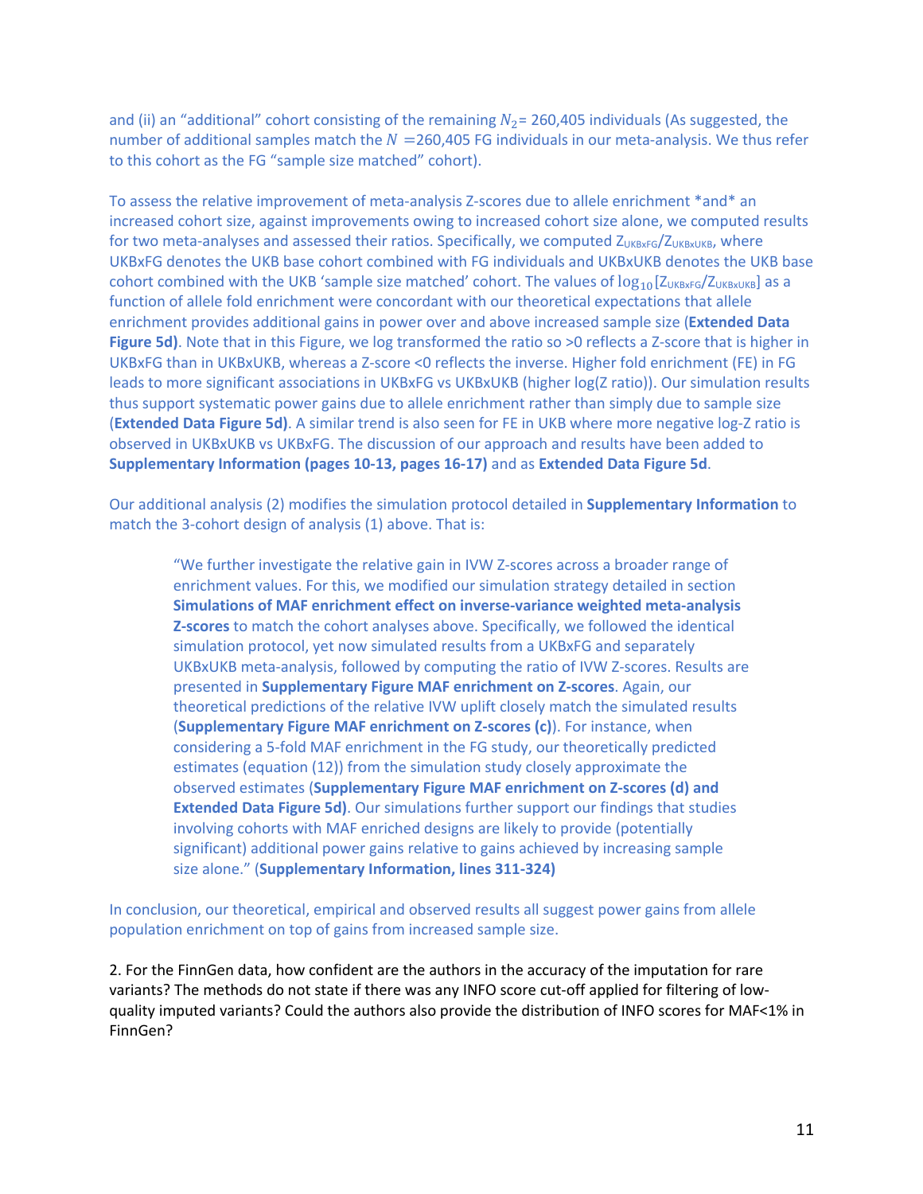and (ii) an "additional" cohort consisting of the remaining $N_2$= 260,405 individuals (As suggested, the number of additional samples match the $N$ =260,405 FG individuals in our meta-analysis. We thus refer to this cohort as the FG "sample size matched" cohort).

To assess the relative improvement of meta-analysis Z-scores due to allele enrichment *and* an increased cohort size, against improvements owing to increased cohort size alone, we computed results for two meta-analyses and assessed their ratios. Specifically, we computed $Z_{UKBxFG}/Z_{UKBxUKB}$, where UKBxFG denotes the UKB base cohort combined with FG individuals and UKBxUKB denotes the UKB base cohort combined with the UKB 'sample size matched' cohort. The values of $\log_{10}[Z_{UKBxFG}/Z_{UKBxUKB}]$ as a function of allele fold enrichment were concordant with our theoretical expectations that allele enrichment provides additional gains in power over and above increased sample size (**Extended Data Figure 5d**). Note that in this Figure, we log transformed the ratio so >0 reflects a Z-score that is higher in UKBxFG than in UKBxUKB, whereas a Z-score <0 reflects the inverse. Higher fold enrichment (FE) in FG leads to more significant associations in UKBxFG vs UKBxUKB (higher log(Z ratio)). Our simulation results thus support systematic power gains due to allele enrichment rather than simply due to sample size (**Extended Data Figure 5d**). A similar trend is also seen for FE in UKB where more negative log-Z ratio is observed in UKBxUKB vs UKBxFG. The discussion of our approach and results have been added to **Supplementary Information (pages 10-13, pages 16-17)** and as **Extended Data Figure 5d**.

Our additional analysis (2) modifies the simulation protocol detailed in **Supplementary Information** to match the 3-cohort design of analysis (1) above. That is:

> "We further investigate the relative gain in IVW Z-scores across a broader range of enrichment values. For this, we modified our simulation strategy detailed in section **Simulations of MAF enrichment effect on inverse-variance weighted meta-analysis Z-scores** to match the cohort analyses above. Specifically, we followed the identical simulation protocol, yet now simulated results from a UKBxFG and separately UKBxUKB meta-analysis, followed by computing the ratio of IVW Z-scores. Results are presented in **Supplementary Figure MAF enrichment on Z-scores**. Again, our theoretical predictions of the relative IVW uplift closely match the simulated results (**Supplementary Figure MAF enrichment on Z-scores (c)**). For instance, when considering a 5-fold MAF enrichment in the FG study, our theoretically predicted estimates (equation (12)) from the simulation study closely approximate the observed estimates (**Supplementary Figure MAF enrichment on Z-scores (d) and Extended Data Figure 5d**). Our simulations further support our findings that studies involving cohorts with MAF enriched designs are likely to provide (potentially significant) additional power gains relative to gains achieved by increasing sample size alone." (**Supplementary Information, lines 311-324)**

In conclusion, our theoretical, empirical and observed results all suggest power gains from allele population enrichment on top of gains from increased sample size.

2. For the FinnGen data, how confident are the authors in the accuracy of the imputation for rare variants? The methods do not state if there was any INFO score cut-off applied for filtering of low-quality imputed variants? Could the authors also provide the distribution of INFO scores for MAF<1% in FinnGen?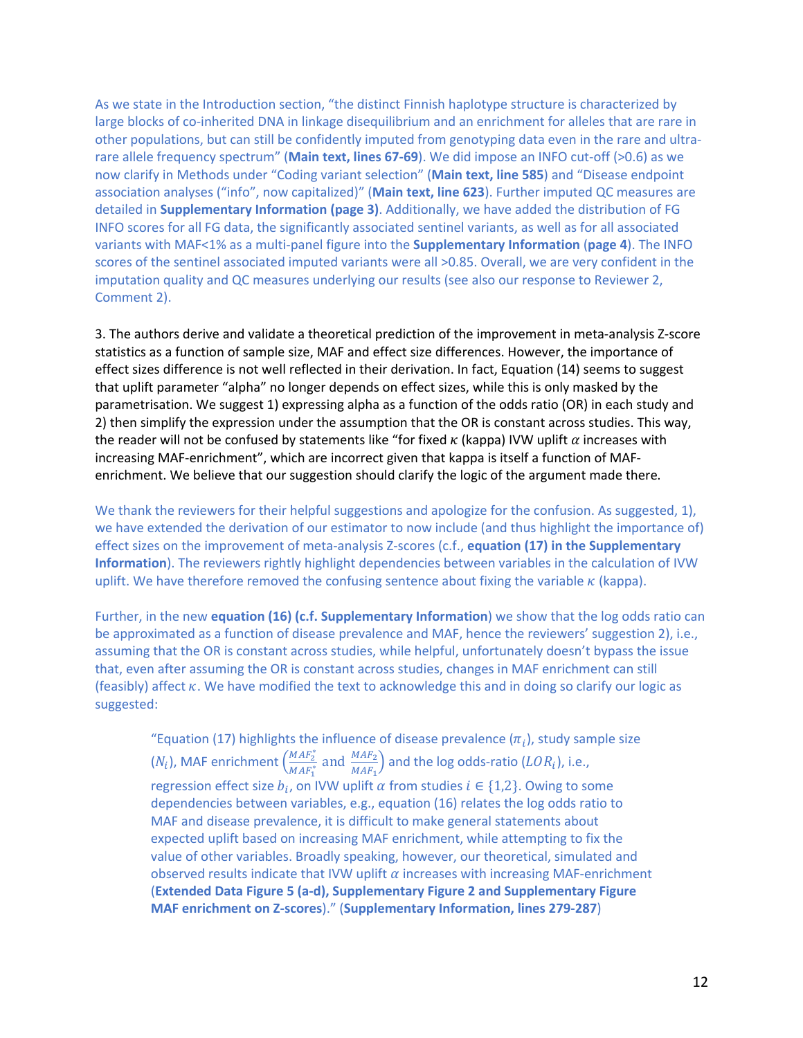As we state in the Introduction section, "the distinct Finnish haplotype structure is characterized by large blocks of co-inherited DNA in linkage disequilibrium and an enrichment for alleles that are rare in other populations, but can still be confidently imputed from genotyping data even in the rare and ultra-rare allele frequency spectrum" (**Main text, lines 67-69**). We did impose an INFO cut-off (>0.6) as we now clarify in Methods under "Coding variant selection" (**Main text, line 585**) and "Disease endpoint association analyses ("info", now capitalized)" (**Main text, line 623**). Further imputed QC measures are detailed in **Supplementary Information (page 3)**. Additionally, we have added the distribution of FG INFO scores for all FG data, the significantly associated sentinel variants, as well as for all associated variants with MAF<1% as a multi-panel figure into the **Supplementary Information** (**page 4**). The INFO scores of the sentinel associated imputed variants were all >0.85. Overall, we are very confident in the imputation quality and QC measures underlying our results (see also our response to Reviewer 2, Comment 2).

3. The authors derive and validate a theoretical prediction of the improvement in meta-analysis Z-score statistics as a function of sample size, MAF and effect size differences. However, the importance of effect sizes difference is not well reflected in their derivation. In fact, Equation (14) seems to suggest that uplift parameter "alpha" no longer depends on effect sizes, while this is only masked by the parametrisation. We suggest 1) expressing alpha as a function of the odds ratio (OR) in each study and 2) then simplify the expression under the assumption that the OR is constant across studies. This way, the reader will not be confused by statements like "for fixed $\kappa$ (kappa) IVW uplift $\alpha$ increases with increasing MAF-enrichment", which are incorrect given that kappa is itself a function of MAF-enrichment. We believe that our suggestion should clarify the logic of the argument made there.

We thank the reviewers for their helpful suggestions and apologize for the confusion. As suggested, 1), we have extended the derivation of our estimator to now include (and thus highlight the importance of) effect sizes on the improvement of meta-analysis Z-scores (c.f., **equation (17) in the Supplementary Information**). The reviewers rightly highlight dependencies between variables in the calculation of IVW uplift. We have therefore removed the confusing sentence about fixing the variable $\kappa$ (kappa).

Further, in the new **equation (16) (c.f. Supplementary Information**) we show that the log odds ratio can be approximated as a function of disease prevalence and MAF, hence the reviewers' suggestion 2), i.e., assuming that the OR is constant across studies, while helpful, unfortunately doesn't bypass the issue that, even after assuming the OR is constant across studies, changes in MAF enrichment can still (feasibly) affect $\kappa$. We have modified the text to acknowledge this and in doing so clarify our logic as suggested:

> "Equation (17) highlights the influence of disease prevalence ($\pi_i$), study sample size ($N_i$), MAF enrichment $\left(\frac{MAF_2^*}{MAF_1^*} \text{ and } \frac{MAF_2}{MAF_1}\right)$ and the log odds-ratio ($LOR_i$), i.e., regression effect size $b_i$, on IVW uplift $\alpha$ from studies $i \in \{1,2\}$. Owing to some dependencies between variables, e.g., equation (16) relates the log odds ratio to MAF and disease prevalence, it is difficult to make general statements about expected uplift based on increasing MAF enrichment, while attempting to fix the value of other variables. Broadly speaking, however, our theoretical, simulated and observed results indicate that IVW uplift $\alpha$ increases with increasing MAF-enrichment (**Extended Data Figure 5 (a-d), Supplementary Figure 2 and Supplementary Figure MAF enrichment on Z-scores**)." (**Supplementary Information, lines 279-287**)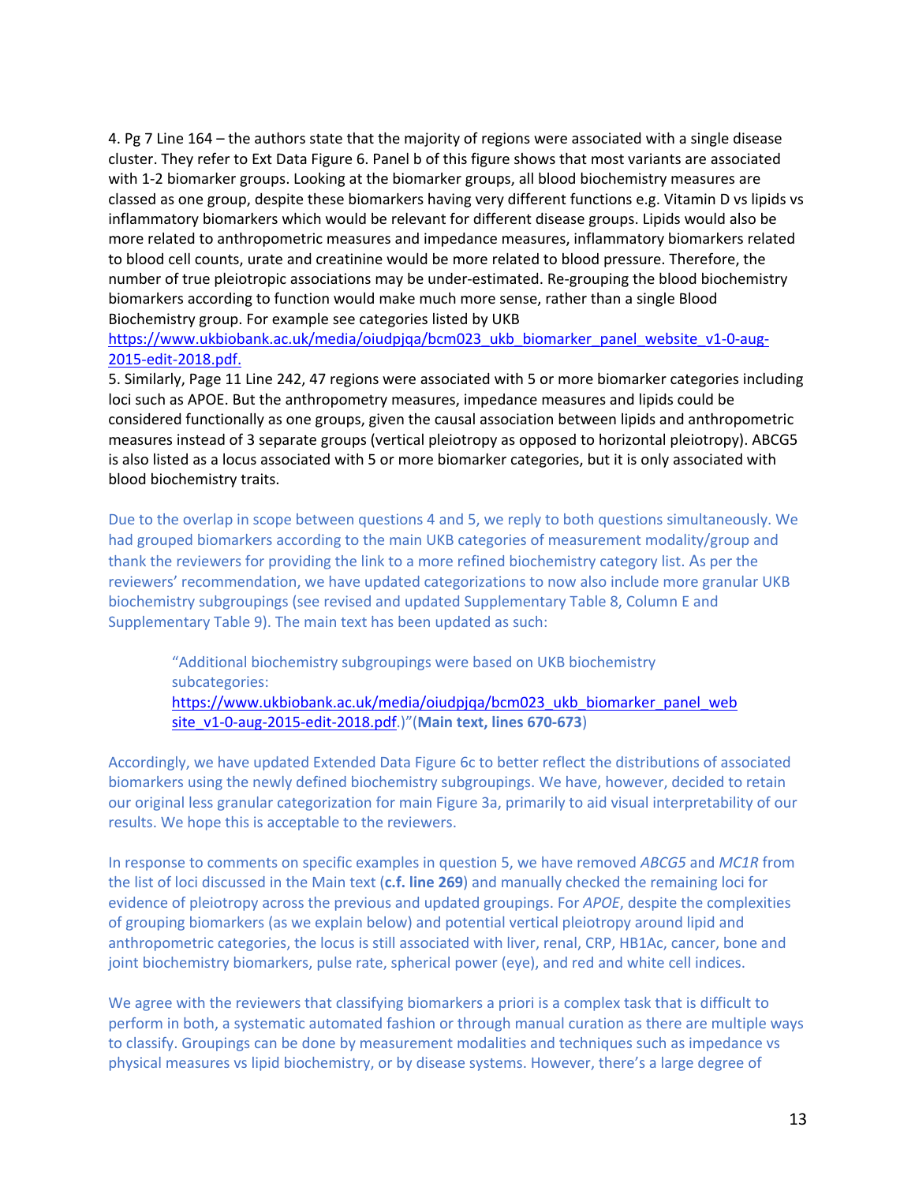4. Pg 7 Line 164 – the authors state that the majority of regions were associated with a single disease cluster. They refer to Ext Data Figure 6. Panel b of this figure shows that most variants are associated with 1-2 biomarker groups. Looking at the biomarker groups, all blood biochemistry measures are classed as one group, despite these biomarkers having very different functions e.g. Vitamin D vs lipids vs inflammatory biomarkers which would be relevant for different disease groups. Lipids would also be more related to anthropometric measures and impedance measures, inflammatory biomarkers related to blood cell counts, urate and creatinine would be more related to blood pressure. Therefore, the number of true pleiotropic associations may be under-estimated. Re-grouping the blood biochemistry biomarkers according to function would make much more sense, rather than a single Blood Biochemistry group. For example see categories listed by UKB https://www.ukbiobank.ac.uk/media/oiudpjqa/bcm023_ukb_biomarker_panel_website_v1-0-aug-2015-edit-2018.pdf.

5. Similarly, Page 11 Line 242, 47 regions were associated with 5 or more biomarker categories including loci such as APOE. But the anthropometry measures, impedance measures and lipids could be considered functionally as one groups, given the causal association between lipids and anthropometric measures instead of 3 separate groups (vertical pleiotropy as opposed to horizontal pleiotropy). ABCG5 is also listed as a locus associated with 5 or more biomarker categories, but it is only associated with blood biochemistry traits.

Due to the overlap in scope between questions 4 and 5, we reply to both questions simultaneously. We had grouped biomarkers according to the main UKB categories of measurement modality/group and thank the reviewers for providing the link to a more refined biochemistry category list. As per the reviewers' recommendation, we have updated categorizations to now also include more granular UKB biochemistry subgroupings (see revised and updated Supplementary Table 8, Column E and Supplementary Table 9). The main text has been updated as such:

> "Additional biochemistry subgroupings were based on UKB biochemistry subcategories: https://www.ukbiobank.ac.uk/media/oiudpjqa/bcm023_ukb_biomarker_panel_website_v1-0-aug-2015-edit-2018.pdf.)"(**Main text, lines 670-673**)

Accordingly, we have updated Extended Data Figure 6c to better reflect the distributions of associated biomarkers using the newly defined biochemistry subgroupings. We have, however, decided to retain our original less granular categorization for main Figure 3a, primarily to aid visual interpretability of our results. We hope this is acceptable to the reviewers.

In response to comments on specific examples in question 5, we have removed *ABCG5* and *MC1R* from the list of loci discussed in the Main text (**c.f. line 269**) and manually checked the remaining loci for evidence of pleiotropy across the previous and updated groupings. For *APOE*, despite the complexities of grouping biomarkers (as we explain below) and potential vertical pleiotropy around lipid and anthropometric categories, the locus is still associated with liver, renal, CRP, HB1Ac, cancer, bone and joint biochemistry biomarkers, pulse rate, spherical power (eye), and red and white cell indices.

We agree with the reviewers that classifying biomarkers a priori is a complex task that is difficult to perform in both, a systematic automated fashion or through manual curation as there are multiple ways to classify. Groupings can be done by measurement modalities and techniques such as impedance vs physical measures vs lipid biochemistry, or by disease systems. However, there's a large degree of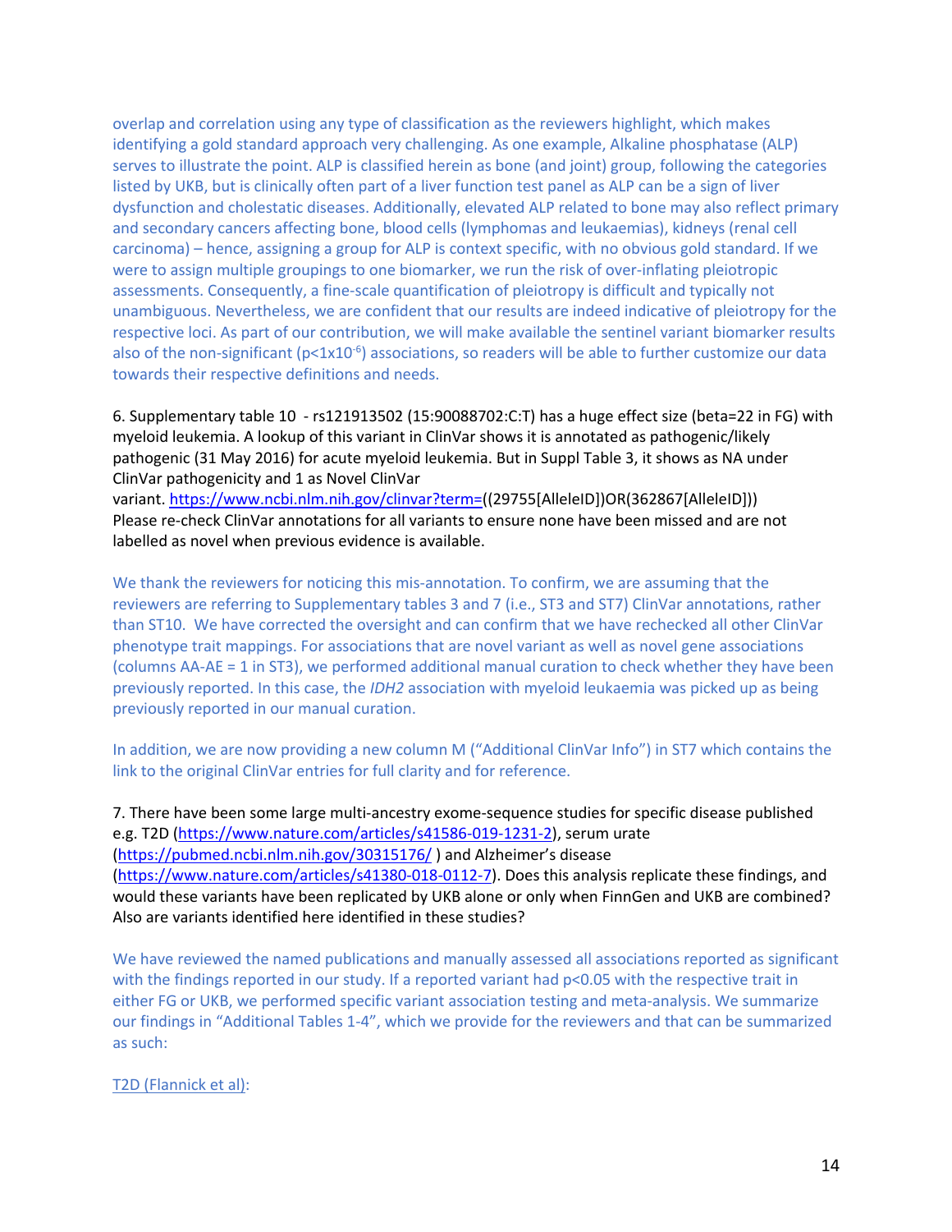overlap and correlation using any type of classification as the reviewers highlight, which makes identifying a gold standard approach very challenging. As one example, Alkaline phosphatase (ALP) serves to illustrate the point. ALP is classified herein as bone (and joint) group, following the categories listed by UKB, but is clinically often part of a liver function test panel as ALP can be a sign of liver dysfunction and cholestatic diseases. Additionally, elevated ALP related to bone may also reflect primary and secondary cancers affecting bone, blood cells (lymphomas and leukaemias), kidneys (renal cell carcinoma) – hence, assigning a group for ALP is context specific, with no obvious gold standard. If we were to assign multiple groupings to one biomarker, we run the risk of over-inflating pleiotropic assessments. Consequently, a fine-scale quantification of pleiotropy is difficult and typically not unambiguous. Nevertheless, we are confident that our results are indeed indicative of pleiotropy for the respective loci. As part of our contribution, we will make available the sentinel variant biomarker results also of the non-significant ($p<1x10^{-6}$) associations, so readers will be able to further customize our data towards their respective definitions and needs.

6. Supplementary table 10 - rs121913502 (15:90088702:C:T) has a huge effect size (beta=22 in FG) with myeloid leukemia. A lookup of this variant in ClinVar shows it is annotated as pathogenic/likely pathogenic (31 May 2016) for acute myeloid leukemia. But in Suppl Table 3, it shows as NA under ClinVar pathogenicity and 1 as Novel ClinVar variant. https://www.ncbi.nlm.nih.gov/clinvar?term=((29755[AlleleID])OR(362867[AlleleID])) Please re-check ClinVar annotations for all variants to ensure none have been missed and are not labelled as novel when previous evidence is available.

We thank the reviewers for noticing this mis-annotation. To confirm, we are assuming that the reviewers are referring to Supplementary tables 3 and 7 (i.e., ST3 and ST7) ClinVar annotations, rather than ST10. We have corrected the oversight and can confirm that we have rechecked all other ClinVar phenotype trait mappings. For associations that are novel variant as well as novel gene associations (columns AA-AE = 1 in ST3), we performed additional manual curation to check whether they have been previously reported. In this case, the *IDH2* association with myeloid leukaemia was picked up as being previously reported in our manual curation.

In addition, we are now providing a new column M ("Additional ClinVar Info") in ST7 which contains the link to the original ClinVar entries for full clarity and for reference.

7. There have been some large multi-ancestry exome-sequence studies for specific disease published e.g. T2D (https://www.nature.com/articles/s41586-019-1231-2), serum urate (https://pubmed.ncbi.nlm.nih.gov/30315176/ ) and Alzheimer's disease (https://www.nature.com/articles/s41380-018-0112-7). Does this analysis replicate these findings, and would these variants have been replicated by UKB alone or only when FinnGen and UKB are combined? Also are variants identified here identified in these studies?

We have reviewed the named publications and manually assessed all associations reported as significant with the findings reported in our study. If a reported variant had $p<0.05$ with the respective trait in either FG or UKB, we performed specific variant association testing and meta-analysis. We summarize our findings in "Additional Tables 1-4", which we provide for the reviewers and that can be summarized as such:

T2D (Flannick et al):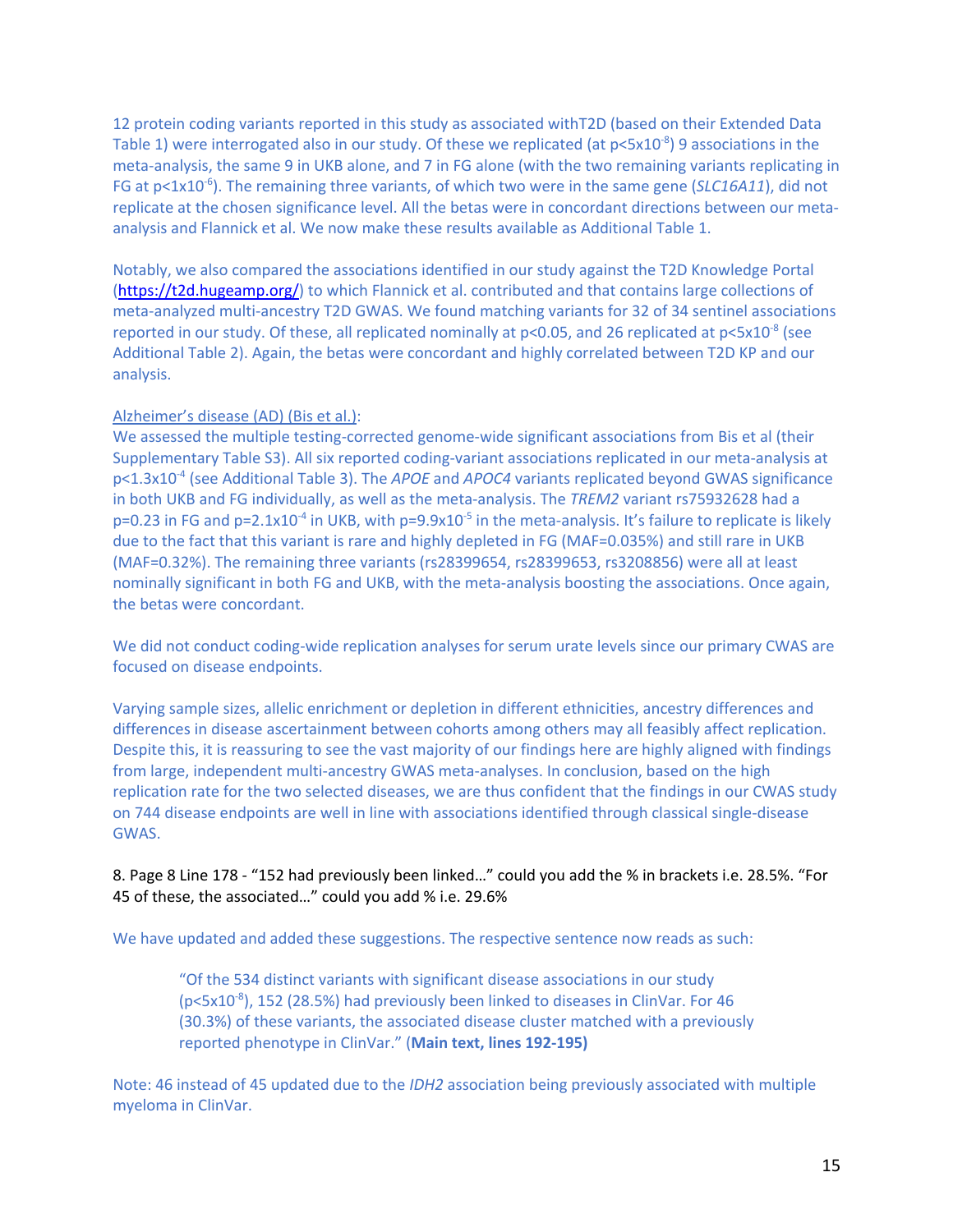12 protein coding variants reported in this study as associated withT2D (based on their Extended Data Table 1) were interrogated also in our study. Of these we replicated (at $p<5x10^{-8}$) 9 associations in the meta-analysis, the same 9 in UKB alone, and 7 in FG alone (with the two remaining variants replicating in FG at $p<1x10^{-6}$). The remaining three variants, of which two were in the same gene (*SLC16A11*), did not replicate at the chosen significance level. All the betas were in concordant directions between our meta-analysis and Flannick et al. We now make these results available as Additional Table 1.

Notably, we also compared the associations identified in our study against the T2D Knowledge Portal (https://t2d.hugeamp.org/) to which Flannick et al. contributed and that contains large collections of meta-analyzed multi-ancestry T2D GWAS. We found matching variants for 32 of 34 sentinel associations reported in our study. Of these, all replicated nominally at $p<0.05$, and 26 replicated at $p<5x10^{-8}$ (see Additional Table 2). Again, the betas were concordant and highly correlated between T2D KP and our analysis.

Alzheimer's disease (AD) (Bis et al.):
We assessed the multiple testing-corrected genome-wide significant associations from Bis et al (their Supplementary Table S3). All six reported coding-variant associations replicated in our meta-analysis at $p<1.3x10^{-4}$ (see Additional Table 3). The *APOE* and *APOC4* variants replicated beyond GWAS significance in both UKB and FG individually, as well as the meta-analysis. The *TREM2* variant rs75932628 had a $p=0.23$ in FG and $p=2.1x10^{-4}$ in UKB, with $p=9.9x10^{-5}$ in the meta-analysis. It's failure to replicate is likely due to the fact that this variant is rare and highly depleted in FG (MAF=0.035%) and still rare in UKB (MAF=0.32%). The remaining three variants (rs28399654, rs28399653, rs3208856) were all at least nominally significant in both FG and UKB, with the meta-analysis boosting the associations. Once again, the betas were concordant.

We did not conduct coding-wide replication analyses for serum urate levels since our primary CWAS are focused on disease endpoints.

Varying sample sizes, allelic enrichment or depletion in different ethnicities, ancestry differences and differences in disease ascertainment between cohorts among others may all feasibly affect replication. Despite this, it is reassuring to see the vast majority of our findings here are highly aligned with findings from large, independent multi-ancestry GWAS meta-analyses. In conclusion, based on the high replication rate for the two selected diseases, we are thus confident that the findings in our CWAS study on 744 disease endpoints are well in line with associations identified through classical single-disease GWAS.

8. Page 8 Line 178 - "152 had previously been linked…" could you add the % in brackets i.e. 28.5%. "For 45 of these, the associated…" could you add % i.e. 29.6%

We have updated and added these suggestions. The respective sentence now reads as such:

> "Of the 534 distinct variants with significant disease associations in our study ($p<5x10^{-8}$), 152 (28.5%) had previously been linked to diseases in ClinVar. For 46 (30.3%) of these variants, the associated disease cluster matched with a previously reported phenotype in ClinVar." (**Main text, lines 192-195)**

Note: 46 instead of 45 updated due to the *IDH2* association being previously associated with multiple myeloma in ClinVar.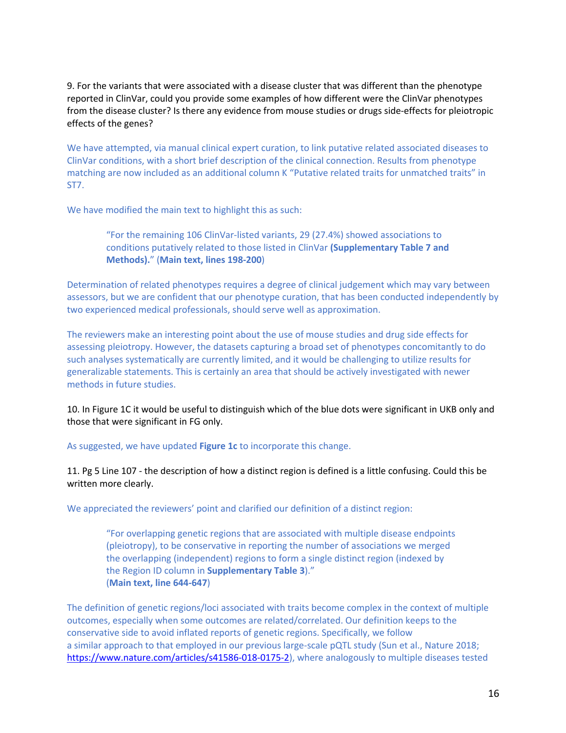9. For the variants that were associated with a disease cluster that was different than the phenotype reported in ClinVar, could you provide some examples of how different were the ClinVar phenotypes from the disease cluster? Is there any evidence from mouse studies or drugs side-effects for pleiotropic effects of the genes?

We have attempted, via manual clinical expert curation, to link putative related associated diseases to ClinVar conditions, with a short brief description of the clinical connection. Results from phenotype matching are now included as an additional column K "Putative related traits for unmatched traits" in ST7.

We have modified the main text to highlight this as such:

> "For the remaining 106 ClinVar-listed variants, 29 (27.4%) showed associations to conditions putatively related to those listed in ClinVar **(Supplementary Table 7 and Methods).**" (**Main text, lines 198-200**)

Determination of related phenotypes requires a degree of clinical judgement which may vary between assessors, but we are confident that our phenotype curation, that has been conducted independently by two experienced medical professionals, should serve well as approximation.

The reviewers make an interesting point about the use of mouse studies and drug side effects for assessing pleiotropy. However, the datasets capturing a broad set of phenotypes concomitantly to do such analyses systematically are currently limited, and it would be challenging to utilize results for generalizable statements. This is certainly an area that should be actively investigated with newer methods in future studies.

10. In Figure 1C it would be useful to distinguish which of the blue dots were significant in UKB only and those that were significant in FG only.

As suggested, we have updated **Figure 1c** to incorporate this change.

11. Pg 5 Line 107 - the description of how a distinct region is defined is a little confusing. Could this be written more clearly.

We appreciated the reviewers' point and clarified our definition of a distinct region:

> "For overlapping genetic regions that are associated with multiple disease endpoints (pleiotropy), to be conservative in reporting the number of associations we merged the overlapping (independent) regions to form a single distinct region (indexed by the Region ID column in **Supplementary Table 3**)."
> (**Main text, line 644-647**)

The definition of genetic regions/loci associated with traits become complex in the context of multiple outcomes, especially when some outcomes are related/correlated. Our definition keeps to the conservative side to avoid inflated reports of genetic regions. Specifically, we follow a similar approach to that employed in our previous large-scale pQTL study (Sun et al., Nature 2018; https://www.nature.com/articles/s41586-018-0175-2), where analogously to multiple diseases tested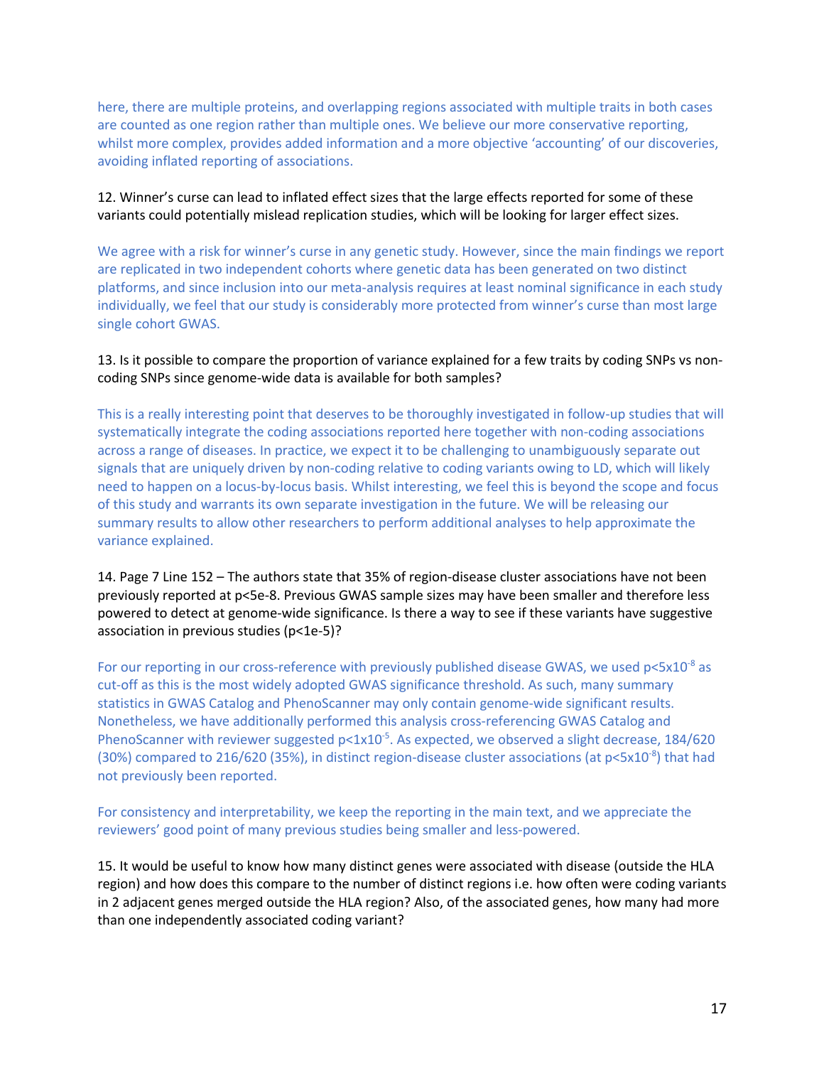here, there are multiple proteins, and overlapping regions associated with multiple traits in both cases are counted as one region rather than multiple ones. We believe our more conservative reporting, whilst more complex, provides added information and a more objective 'accounting' of our discoveries, avoiding inflated reporting of associations.

12. Winner's curse can lead to inflated effect sizes that the large effects reported for some of these variants could potentially mislead replication studies, which will be looking for larger effect sizes.

We agree with a risk for winner's curse in any genetic study. However, since the main findings we report are replicated in two independent cohorts where genetic data has been generated on two distinct platforms, and since inclusion into our meta-analysis requires at least nominal significance in each study individually, we feel that our study is considerably more protected from winner's curse than most large single cohort GWAS.

13. Is it possible to compare the proportion of variance explained for a few traits by coding SNPs vs non-coding SNPs since genome-wide data is available for both samples?

This is a really interesting point that deserves to be thoroughly investigated in follow-up studies that will systematically integrate the coding associations reported here together with non-coding associations across a range of diseases. In practice, we expect it to be challenging to unambiguously separate out signals that are uniquely driven by non-coding relative to coding variants owing to LD, which will likely need to happen on a locus-by-locus basis. Whilst interesting, we feel this is beyond the scope and focus of this study and warrants its own separate investigation in the future. We will be releasing our summary results to allow other researchers to perform additional analyses to help approximate the variance explained.

14. Page 7 Line 152 – The authors state that 35% of region-disease cluster associations have not been previously reported at p<5e-8. Previous GWAS sample sizes may have been smaller and therefore less powered to detect at genome-wide significance. Is there a way to see if these variants have suggestive association in previous studies (p<1e-5)?

For our reporting in our cross-reference with previously published disease GWAS, we used $p<5x10^{-8}$ as cut-off as this is the most widely adopted GWAS significance threshold. As such, many summary statistics in GWAS Catalog and PhenoScanner may only contain genome-wide significant results. Nonetheless, we have additionally performed this analysis cross-referencing GWAS Catalog and PhenoScanner with reviewer suggested $p<1x10^{-5}$. As expected, we observed a slight decrease, 184/620 (30%) compared to 216/620 (35%), in distinct region-disease cluster associations (at $p<5x10^{-8}$) that had not previously been reported.

For consistency and interpretability, we keep the reporting in the main text, and we appreciate the reviewers' good point of many previous studies being smaller and less-powered.

15. It would be useful to know how many distinct genes were associated with disease (outside the HLA region) and how does this compare to the number of distinct regions i.e. how often were coding variants in 2 adjacent genes merged outside the HLA region? Also, of the associated genes, how many had more than one independently associated coding variant?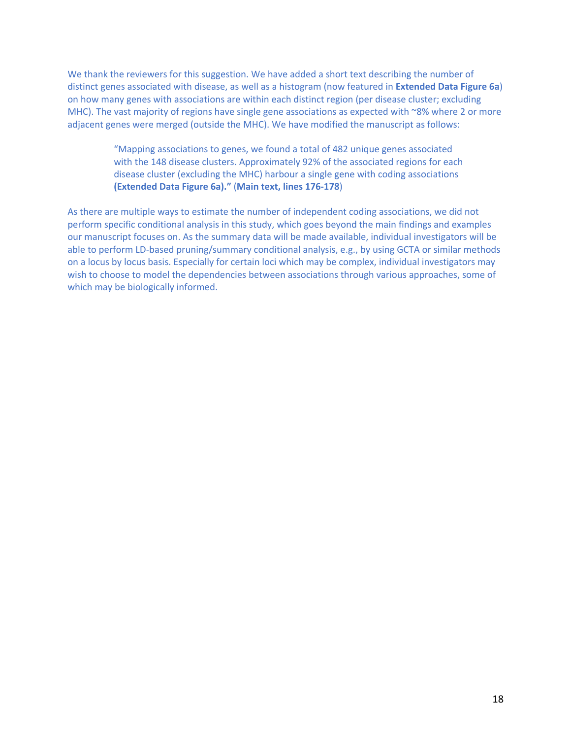We thank the reviewers for this suggestion. We have added a short text describing the number of distinct genes associated with disease, as well as a histogram (now featured in **Extended Data Figure 6a**) on how many genes with associations are within each distinct region (per disease cluster; excluding MHC). The vast majority of regions have single gene associations as expected with ~8% where 2 or more adjacent genes were merged (outside the MHC). We have modified the manuscript as follows:

> "Mapping associations to genes, we found a total of 482 unique genes associated with the 148 disease clusters. Approximately 92% of the associated regions for each disease cluster (excluding the MHC) harbour a single gene with coding associations **(Extended Data Figure 6a)."** (**Main text, lines 176-178**)

As there are multiple ways to estimate the number of independent coding associations, we did not perform specific conditional analysis in this study, which goes beyond the main findings and examples our manuscript focuses on. As the summary data will be made available, individual investigators will be able to perform LD-based pruning/summary conditional analysis, e.g., by using GCTA or similar methods on a locus by locus basis. Especially for certain loci which may be complex, individual investigators may wish to choose to model the dependencies between associations through various approaches, some of which may be biologically informed.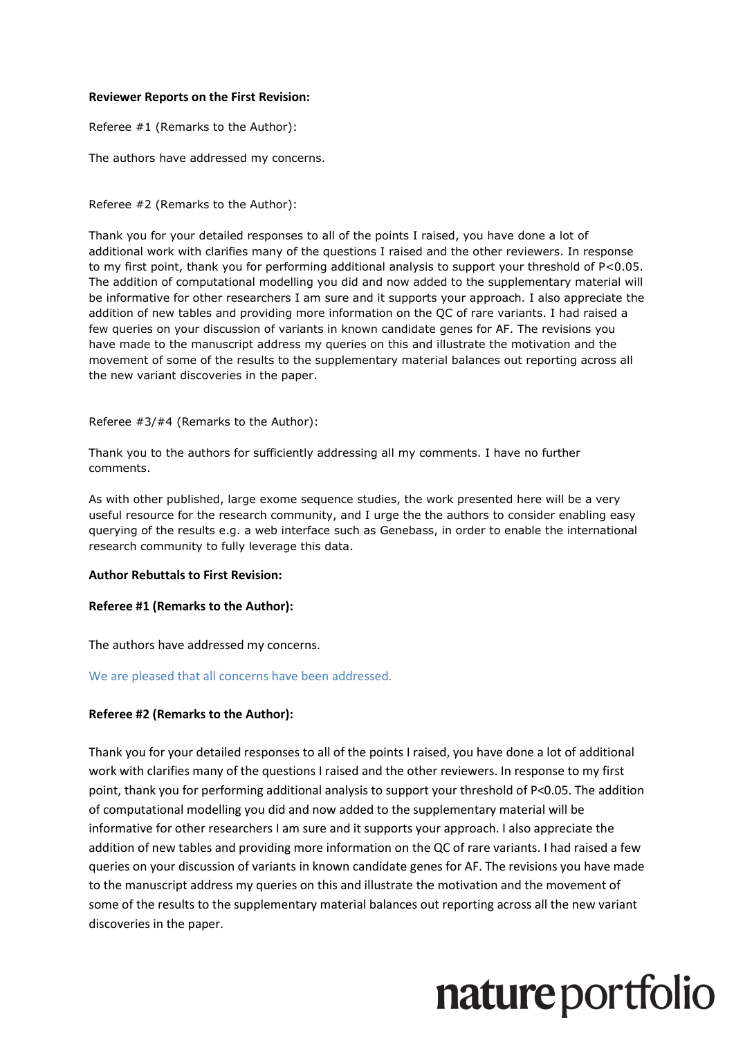**Reviewer Reports on the First Revision:**

Referee #1 (Remarks to the Author):

The authors have addressed my concerns.

Referee #2 (Remarks to the Author):

Thank you for your detailed responses to all of the points I raised, you have done a lot of additional work with clarifies many of the questions I raised and the other reviewers. In response to my first point, thank you for performing additional analysis to support your threshold of P<0.05. The addition of computational modelling you did and now added to the supplementary material will be informative for other researchers I am sure and it supports your approach. I also appreciate the addition of new tables and providing more information on the QC of rare variants. I had raised a few queries on your discussion of variants in known candidate genes for AF. The revisions you have made to the manuscript address my queries on this and illustrate the motivation and the movement of some of the results to the supplementary material balances out reporting across all the new variant discoveries in the paper.

Referee #3/#4 (Remarks to the Author):

Thank you to the authors for sufficiently addressing all my comments. I have no further comments.

As with other published, large exome sequence studies, the work presented here will be a very useful resource for the research community, and I urge the the authors to consider enabling easy querying of the results e.g. a web interface such as Genebass, in order to enable the international research community to fully leverage this data.

**Author Rebuttals to First Revision:**

**Referee #1 (Remarks to the Author):**

The authors have addressed my concerns.

We are pleased that all concerns have been addressed.

**Referee #2 (Remarks to the Author):**

Thank you for your detailed responses to all of the points I raised, you have done a lot of additional work with clarifies many of the questions I raised and the other reviewers. In response to my first point, thank you for performing additional analysis to support your threshold of P<0.05. The addition of computational modelling you did and now added to the supplementary material will be informative for other researchers I am sure and it supports your approach. I also appreciate the addition of new tables and providing more information on the QC of rare variants. I had raised a few queries on your discussion of variants in known candidate genes for AF. The revisions you have made to the manuscript address my queries on this and illustrate the motivation and the movement of some of the results to the supplementary material balances out reporting across all the new variant discoveries in the paper.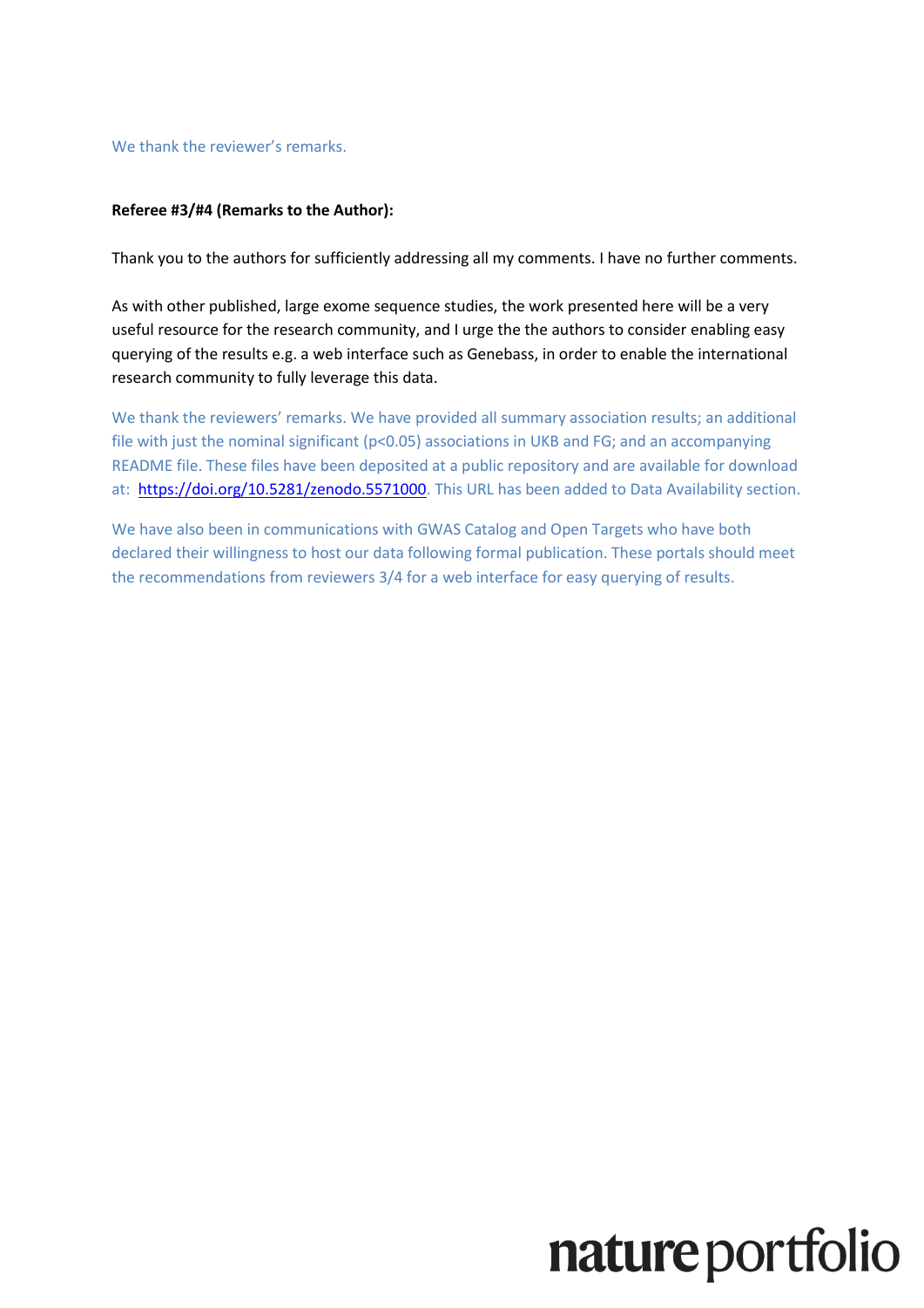We thank the reviewer's remarks.

**Referee #3/#4 (Remarks to the Author):**

Thank you to the authors for sufficiently addressing all my comments. I have no further comments.

As with other published, large exome sequence studies, the work presented here will be a very useful resource for the research community, and I urge the the authors to consider enabling easy querying of the results e.g. a web interface such as Genebass, in order to enable the international research community to fully leverage this data.

We thank the reviewers' remarks. We have provided all summary association results; an additional file with just the nominal significant ($p<0.05$) associations in UKB and FG; and an accompanying README file. These files have been deposited at a public repository and are available for download at: https://doi.org/10.5281/zenodo.5571000. This URL has been added to Data Availability section.

We have also been in communications with GWAS Catalog and Open Targets who have both declared their willingness to host our data following formal publication. These portals should meet the recommendations from reviewers 3/4 for a web interface for easy querying of results.